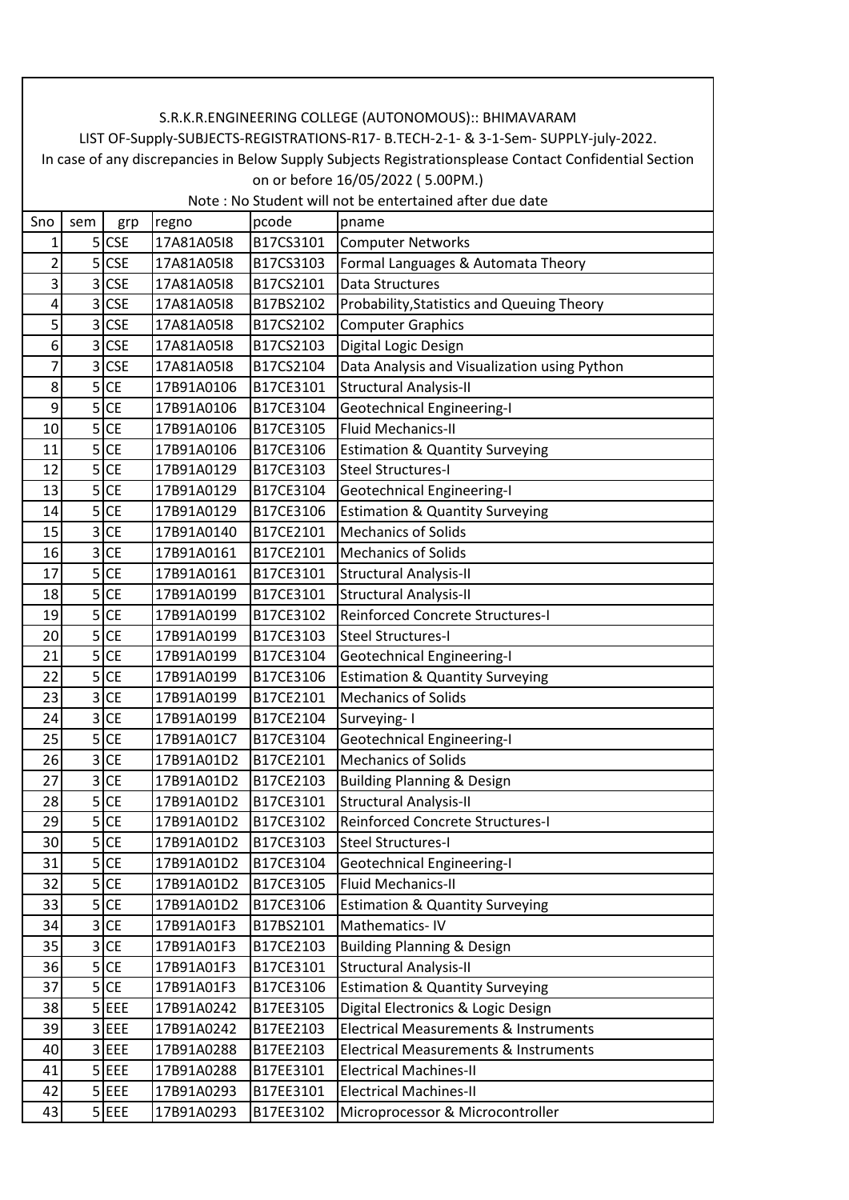S.R.K.R.ENGINEERING COLLEGE (AUTONOMOUS):: BHIMAVARAM

LIST OF-Supply-SUBJECTS-REGISTRATIONS-R17- B.TECH-2-1- & 3-1-Sem- SUPPLY-july-2022.

In case of any discrepancies in Below Supply Subjects Registrationsplease Contact Confidential Section on or before 16/05/2022 ( 5.00PM.)

Note : No Student will not be entertained after due date

| Sno | sem | grp | regno | pcode | pname |
|---|---|---|---|---|---|
| 1 | 5 | CSE | 17A81A05I8 | B17CS3101 | Computer Networks |
| 2 | 5 | CSE | 17A81A05I8 | B17CS3103 | Formal Languages & Automata Theory |
| 3 | 3 | CSE | 17A81A05I8 | B17CS2101 | Data Structures |
| 4 | 3 | CSE | 17A81A05I8 | B17BS2102 | Probability,Statistics and Queuing Theory |
| 5 | 3 | CSE | 17A81A05I8 | B17CS2102 | Computer Graphics |
| 6 | 3 | CSE | 17A81A05I8 | B17CS2103 | Digital Logic Design |
| 7 | 3 | CSE | 17A81A05I8 | B17CS2104 | Data Analysis and Visualization using Python |
| 8 | 5 | CE | 17B91A0106 | B17CE3101 | Structural Analysis-II |
| 9 | 5 | CE | 17B91A0106 | B17CE3104 | Geotechnical Engineering-I |
| 10 | 5 | CE | 17B91A0106 | B17CE3105 | Fluid Mechanics-II |
| 11 | 5 | CE | 17B91A0106 | B17CE3106 | Estimation & Quantity Surveying |
| 12 | 5 | CE | 17B91A0129 | B17CE3103 | Steel Structures-I |
| 13 | 5 | CE | 17B91A0129 | B17CE3104 | Geotechnical Engineering-I |
| 14 | 5 | CE | 17B91A0129 | B17CE3106 | Estimation & Quantity Surveying |
| 15 | 3 | CE | 17B91A0140 | B17CE2101 | Mechanics of Solids |
| 16 | 3 | CE | 17B91A0161 | B17CE2101 | Mechanics of Solids |
| 17 | 5 | CE | 17B91A0161 | B17CE3101 | Structural Analysis-II |
| 18 | 5 | CE | 17B91A0199 | B17CE3101 | Structural Analysis-II |
| 19 | 5 | CE | 17B91A0199 | B17CE3102 | Reinforced Concrete Structures-I |
| 20 | 5 | CE | 17B91A0199 | B17CE3103 | Steel Structures-I |
| 21 | 5 | CE | 17B91A0199 | B17CE3104 | Geotechnical Engineering-I |
| 22 | 5 | CE | 17B91A0199 | B17CE3106 | Estimation & Quantity Surveying |
| 23 | 3 | CE | 17B91A0199 | B17CE2101 | Mechanics of Solids |
| 24 | 3 | CE | 17B91A0199 | B17CE2104 | Surveying- I |
| 25 | 5 | CE | 17B91A01C7 | B17CE3104 | Geotechnical Engineering-I |
| 26 | 3 | CE | 17B91A01D2 | B17CE2101 | Mechanics of Solids |
| 27 | 3 | CE | 17B91A01D2 | B17CE2103 | Building Planning & Design |
| 28 | 5 | CE | 17B91A01D2 | B17CE3101 | Structural Analysis-II |
| 29 | 5 | CE | 17B91A01D2 | B17CE3102 | Reinforced Concrete Structures-I |
| 30 | 5 | CE | 17B91A01D2 | B17CE3103 | Steel Structures-I |
| 31 | 5 | CE | 17B91A01D2 | B17CE3104 | Geotechnical Engineering-I |
| 32 | 5 | CE | 17B91A01D2 | B17CE3105 | Fluid Mechanics-II |
| 33 | 5 | CE | 17B91A01D2 | B17CE3106 | Estimation & Quantity Surveying |
| 34 | 3 | CE | 17B91A01F3 | B17BS2101 | Mathematics- IV |
| 35 | 3 | CE | 17B91A01F3 | B17CE2103 | Building Planning & Design |
| 36 | 5 | CE | 17B91A01F3 | B17CE3101 | Structural Analysis-II |
| 37 | 5 | CE | 17B91A01F3 | B17CE3106 | Estimation & Quantity Surveying |
| 38 | 5 | EEE | 17B91A0242 | B17EE3105 | Digital Electronics & Logic Design |
| 39 | 3 | EEE | 17B91A0242 | B17EE2103 | Electrical Measurements & Instruments |
| 40 | 3 | EEE | 17B91A0288 | B17EE2103 | Electrical Measurements & Instruments |
| 41 | 5 | EEE | 17B91A0288 | B17EE3101 | Electrical Machines-II |
| 42 | 5 | EEE | 17B91A0293 | B17EE3101 | Electrical Machines-II |
| 43 | 5 | EEE | 17B91A0293 | B17EE3102 | Microprocessor & Microcontroller |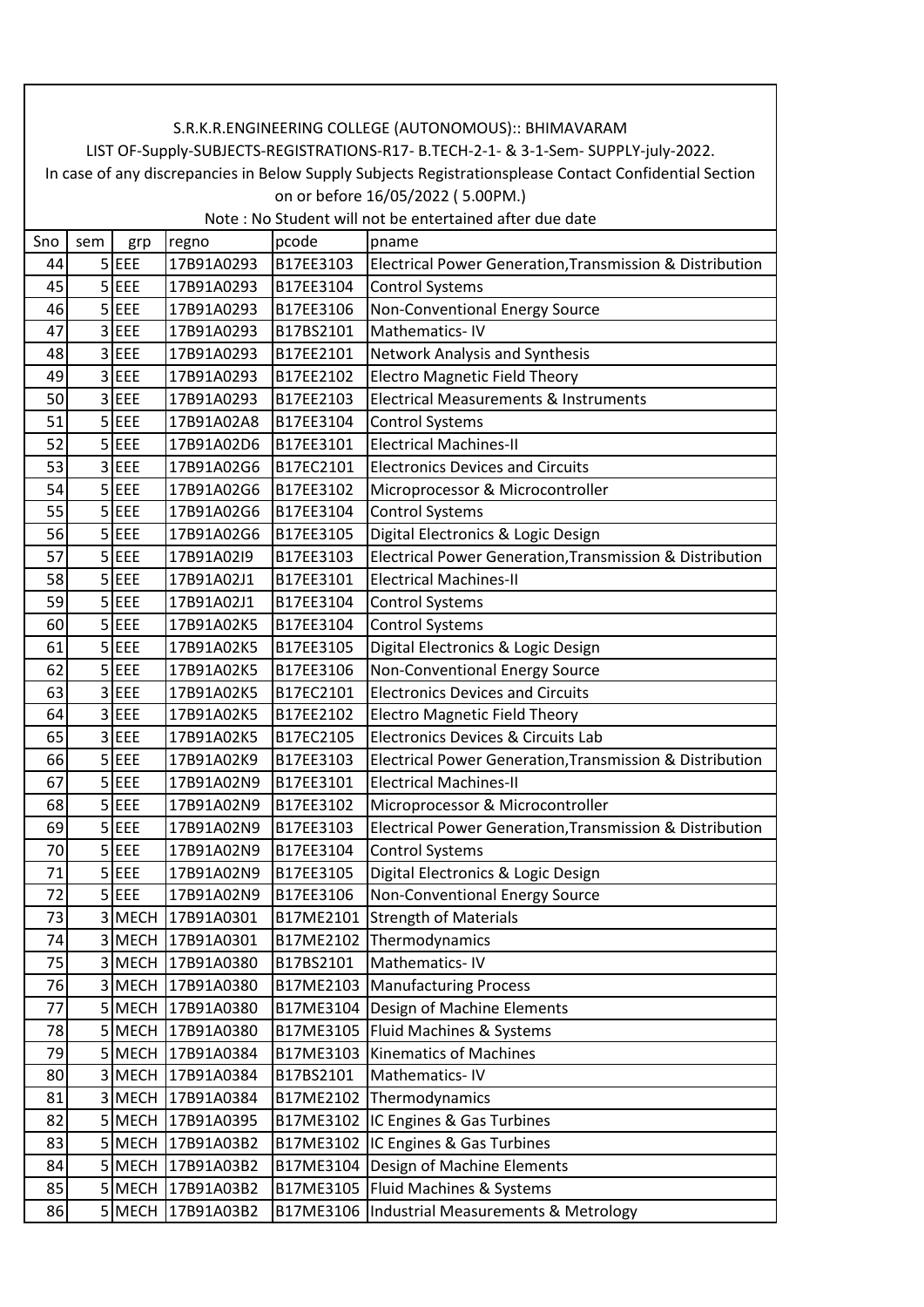S.R.K.R.ENGINEERING COLLEGE (AUTONOMOUS):: BHIMAVARAM

LIST OF-Supply-SUBJECTS-REGISTRATIONS-R17- B.TECH-2-1- & 3-1-Sem- SUPPLY-july-2022.

In case of any discrepancies in Below Supply Subjects Registrationsplease Contact Confidential Section on or before 16/05/2022 ( 5.00PM.)

Note : No Student will not be entertained after due date

| Sno | sem | grp | regno | pcode | pname |
|---|---|---|---|---|---|
| 44 | 5 | EEE | 17B91A0293 | B17EE3103 | Electrical Power Generation,Transmission & Distribution |
| 45 | 5 | EEE | 17B91A0293 | B17EE3104 | Control Systems |
| 46 | 5 | EEE | 17B91A0293 | B17EE3106 | Non-Conventional Energy Source |
| 47 | 3 | EEE | 17B91A0293 | B17BS2101 | Mathematics- IV |
| 48 | 3 | EEE | 17B91A0293 | B17EE2101 | Network Analysis and Synthesis |
| 49 | 3 | EEE | 17B91A0293 | B17EE2102 | Electro Magnetic Field Theory |
| 50 | 3 | EEE | 17B91A0293 | B17EE2103 | Electrical Measurements & Instruments |
| 51 | 5 | EEE | 17B91A02A8 | B17EE3104 | Control Systems |
| 52 | 5 | EEE | 17B91A02D6 | B17EE3101 | Electrical Machines-II |
| 53 | 3 | EEE | 17B91A02G6 | B17EC2101 | Electronics Devices and Circuits |
| 54 | 5 | EEE | 17B91A02G6 | B17EE3102 | Microprocessor & Microcontroller |
| 55 | 5 | EEE | 17B91A02G6 | B17EE3104 | Control Systems |
| 56 | 5 | EEE | 17B91A02G6 | B17EE3105 | Digital Electronics & Logic Design |
| 57 | 5 | EEE | 17B91A02I9 | B17EE3103 | Electrical Power Generation,Transmission & Distribution |
| 58 | 5 | EEE | 17B91A02J1 | B17EE3101 | Electrical Machines-II |
| 59 | 5 | EEE | 17B91A02J1 | B17EE3104 | Control Systems |
| 60 | 5 | EEE | 17B91A02K5 | B17EE3104 | Control Systems |
| 61 | 5 | EEE | 17B91A02K5 | B17EE3105 | Digital Electronics & Logic Design |
| 62 | 5 | EEE | 17B91A02K5 | B17EE3106 | Non-Conventional Energy Source |
| 63 | 3 | EEE | 17B91A02K5 | B17EC2101 | Electronics Devices and Circuits |
| 64 | 3 | EEE | 17B91A02K5 | B17EE2102 | Electro Magnetic Field Theory |
| 65 | 3 | EEE | 17B91A02K5 | B17EC2105 | Electronics Devices & Circuits Lab |
| 66 | 5 | EEE | 17B91A02K9 | B17EE3103 | Electrical Power Generation,Transmission & Distribution |
| 67 | 5 | EEE | 17B91A02N9 | B17EE3101 | Electrical Machines-II |
| 68 | 5 | EEE | 17B91A02N9 | B17EE3102 | Microprocessor & Microcontroller |
| 69 | 5 | EEE | 17B91A02N9 | B17EE3103 | Electrical Power Generation,Transmission & Distribution |
| 70 | 5 | EEE | 17B91A02N9 | B17EE3104 | Control Systems |
| 71 | 5 | EEE | 17B91A02N9 | B17EE3105 | Digital Electronics & Logic Design |
| 72 | 5 | EEE | 17B91A02N9 | B17EE3106 | Non-Conventional Energy Source |
| 73 | 3 | MECH | 17B91A0301 | B17ME2101 | Strength of Materials |
| 74 | 3 | MECH | 17B91A0301 | B17ME2102 | Thermodynamics |
| 75 | 3 | MECH | 17B91A0380 | B17BS2101 | Mathematics- IV |
| 76 | 3 | MECH | 17B91A0380 | B17ME2103 | Manufacturing Process |
| 77 | 5 | MECH | 17B91A0380 | B17ME3104 | Design of Machine Elements |
| 78 | 5 | MECH | 17B91A0380 | B17ME3105 | Fluid Machines & Systems |
| 79 | 5 | MECH | 17B91A0384 | B17ME3103 | Kinematics of Machines |
| 80 | 3 | MECH | 17B91A0384 | B17BS2101 | Mathematics- IV |
| 81 | 3 | MECH | 17B91A0384 | B17ME2102 | Thermodynamics |
| 82 | 5 | MECH | 17B91A0395 | B17ME3102 | IC Engines & Gas Turbines |
| 83 | 5 | MECH | 17B91A03B2 | B17ME3102 | IC Engines & Gas Turbines |
| 84 | 5 | MECH | 17B91A03B2 | B17ME3104 | Design of Machine Elements |
| 85 | 5 | MECH | 17B91A03B2 | B17ME3105 | Fluid Machines & Systems |
| 86 | 5 | MECH | 17B91A03B2 | B17ME3106 | Industrial Measurements & Metrology |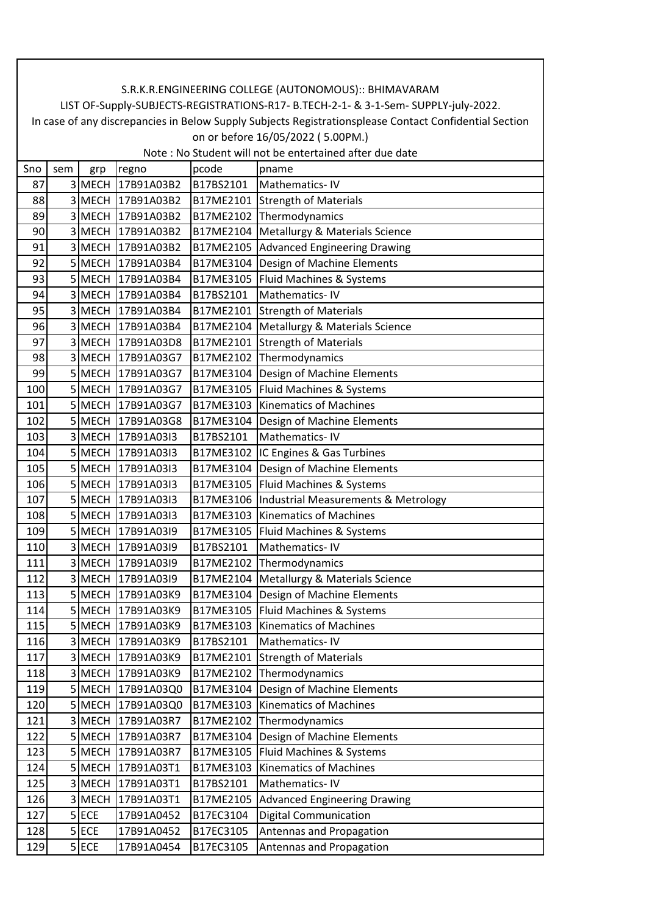S.R.K.R.ENGINEERING COLLEGE (AUTONOMOUS):: BHIMAVARAM

LIST OF-Supply-SUBJECTS-REGISTRATIONS-R17- B.TECH-2-1- & 3-1-Sem- SUPPLY-july-2022.

In case of any discrepancies in Below Supply Subjects Registrationsplease Contact Confidential Section on or before 16/05/2022 ( 5.00PM.)

Note : No Student will not be entertained after due date

| Sno | sem | grp | regno | pcode | pname |
|---|---|---|---|---|---|
| 87 | 3 | MECH | 17B91A03B2 | B17BS2101 | Mathematics- IV |
| 88 | 3 | MECH | 17B91A03B2 | B17ME2101 | Strength of Materials |
| 89 | 3 | MECH | 17B91A03B2 | B17ME2102 | Thermodynamics |
| 90 | 3 | MECH | 17B91A03B2 | B17ME2104 | Metallurgy & Materials Science |
| 91 | 3 | MECH | 17B91A03B2 | B17ME2105 | Advanced Engineering Drawing |
| 92 | 5 | MECH | 17B91A03B4 | B17ME3104 | Design of Machine Elements |
| 93 | 5 | MECH | 17B91A03B4 | B17ME3105 | Fluid Machines & Systems |
| 94 | 3 | MECH | 17B91A03B4 | B17BS2101 | Mathematics- IV |
| 95 | 3 | MECH | 17B91A03B4 | B17ME2101 | Strength of Materials |
| 96 | 3 | MECH | 17B91A03B4 | B17ME2104 | Metallurgy & Materials Science |
| 97 | 3 | MECH | 17B91A03D8 | B17ME2101 | Strength of Materials |
| 98 | 3 | MECH | 17B91A03G7 | B17ME2102 | Thermodynamics |
| 99 | 5 | MECH | 17B91A03G7 | B17ME3104 | Design of Machine Elements |
| 100 | 5 | MECH | 17B91A03G7 | B17ME3105 | Fluid Machines & Systems |
| 101 | 5 | MECH | 17B91A03G7 | B17ME3103 | Kinematics of Machines |
| 102 | 5 | MECH | 17B91A03G8 | B17ME3104 | Design of Machine Elements |
| 103 | 3 | MECH | 17B91A03I3 | B17BS2101 | Mathematics- IV |
| 104 | 5 | MECH | 17B91A03I3 | B17ME3102 | IC Engines & Gas Turbines |
| 105 | 5 | MECH | 17B91A03I3 | B17ME3104 | Design of Machine Elements |
| 106 | 5 | MECH | 17B91A03I3 | B17ME3105 | Fluid Machines & Systems |
| 107 | 5 | MECH | 17B91A03I3 | B17ME3106 | Industrial Measurements & Metrology |
| 108 | 5 | MECH | 17B91A03I3 | B17ME3103 | Kinematics of Machines |
| 109 | 5 | MECH | 17B91A03I9 | B17ME3105 | Fluid Machines & Systems |
| 110 | 3 | MECH | 17B91A03I9 | B17BS2101 | Mathematics- IV |
| 111 | 3 | MECH | 17B91A03I9 | B17ME2102 | Thermodynamics |
| 112 | 3 | MECH | 17B91A03I9 | B17ME2104 | Metallurgy & Materials Science |
| 113 | 5 | MECH | 17B91A03K9 | B17ME3104 | Design of Machine Elements |
| 114 | 5 | MECH | 17B91A03K9 | B17ME3105 | Fluid Machines & Systems |
| 115 | 5 | MECH | 17B91A03K9 | B17ME3103 | Kinematics of Machines |
| 116 | 3 | MECH | 17B91A03K9 | B17BS2101 | Mathematics- IV |
| 117 | 3 | MECH | 17B91A03K9 | B17ME2101 | Strength of Materials |
| 118 | 3 | MECH | 17B91A03K9 | B17ME2102 | Thermodynamics |
| 119 | 5 | MECH | 17B91A03Q0 | B17ME3104 | Design of Machine Elements |
| 120 | 5 | MECH | 17B91A03Q0 | B17ME3103 | Kinematics of Machines |
| 121 | 3 | MECH | 17B91A03R7 | B17ME2102 | Thermodynamics |
| 122 | 5 | MECH | 17B91A03R7 | B17ME3104 | Design of Machine Elements |
| 123 | 5 | MECH | 17B91A03R7 | B17ME3105 | Fluid Machines & Systems |
| 124 | 5 | MECH | 17B91A03T1 | B17ME3103 | Kinematics of Machines |
| 125 | 3 | MECH | 17B91A03T1 | B17BS2101 | Mathematics- IV |
| 126 | 3 | MECH | 17B91A03T1 | B17ME2105 | Advanced Engineering Drawing |
| 127 | 5 | ECE | 17B91A0452 | B17EC3104 | Digital Communication |
| 128 | 5 | ECE | 17B91A0452 | B17EC3105 | Antennas and Propagation |
| 129 | 5 | ECE | 17B91A0454 | B17EC3105 | Antennas and Propagation |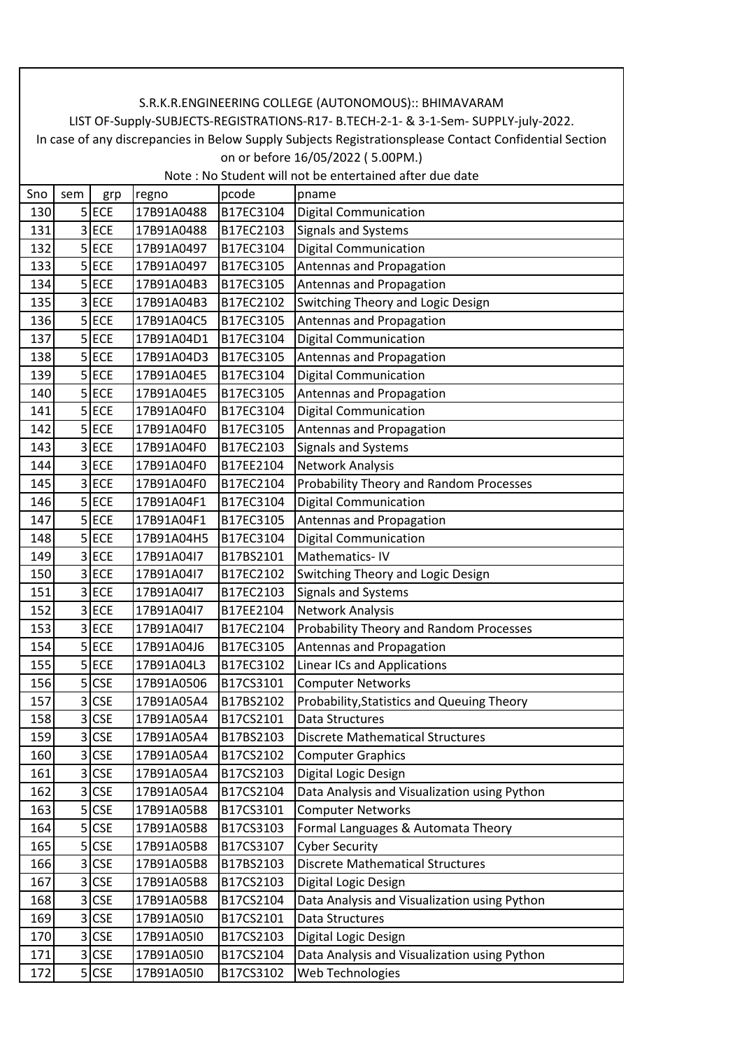S.R.K.R.ENGINEERING COLLEGE (AUTONOMOUS):: BHIMAVARAM

LIST OF-Supply-SUBJECTS-REGISTRATIONS-R17- B.TECH-2-1- & 3-1-Sem- SUPPLY-july-2022.

In case of any discrepancies in Below Supply Subjects Registrationsplease Contact Confidential Section on or before 16/05/2022 ( 5.00PM.)

Note : No Student will not be entertained after due date

| Sno | sem | grp | regno | pcode | pname |
|---|---|---|---|---|---|
| 130 | 5 | ECE | 17B91A0488 | B17EC3104 | Digital Communication |
| 131 | 3 | ECE | 17B91A0488 | B17EC2103 | Signals and Systems |
| 132 | 5 | ECE | 17B91A0497 | B17EC3104 | Digital Communication |
| 133 | 5 | ECE | 17B91A0497 | B17EC3105 | Antennas and Propagation |
| 134 | 5 | ECE | 17B91A04B3 | B17EC3105 | Antennas and Propagation |
| 135 | 3 | ECE | 17B91A04B3 | B17EC2102 | Switching Theory and Logic Design |
| 136 | 5 | ECE | 17B91A04C5 | B17EC3105 | Antennas and Propagation |
| 137 | 5 | ECE | 17B91A04D1 | B17EC3104 | Digital Communication |
| 138 | 5 | ECE | 17B91A04D3 | B17EC3105 | Antennas and Propagation |
| 139 | 5 | ECE | 17B91A04E5 | B17EC3104 | Digital Communication |
| 140 | 5 | ECE | 17B91A04E5 | B17EC3105 | Antennas and Propagation |
| 141 | 5 | ECE | 17B91A04F0 | B17EC3104 | Digital Communication |
| 142 | 5 | ECE | 17B91A04F0 | B17EC3105 | Antennas and Propagation |
| 143 | 3 | ECE | 17B91A04F0 | B17EC2103 | Signals and Systems |
| 144 | 3 | ECE | 17B91A04F0 | B17EE2104 | Network Analysis |
| 145 | 3 | ECE | 17B91A04F0 | B17EC2104 | Probability Theory and Random Processes |
| 146 | 5 | ECE | 17B91A04F1 | B17EC3104 | Digital Communication |
| 147 | 5 | ECE | 17B91A04F1 | B17EC3105 | Antennas and Propagation |
| 148 | 5 | ECE | 17B91A04H5 | B17EC3104 | Digital Communication |
| 149 | 3 | ECE | 17B91A04I7 | B17BS2101 | Mathematics- IV |
| 150 | 3 | ECE | 17B91A04I7 | B17EC2102 | Switching Theory and Logic Design |
| 151 | 3 | ECE | 17B91A04I7 | B17EC2103 | Signals and Systems |
| 152 | 3 | ECE | 17B91A04I7 | B17EE2104 | Network Analysis |
| 153 | 3 | ECE | 17B91A04I7 | B17EC2104 | Probability Theory and Random Processes |
| 154 | 5 | ECE | 17B91A04J6 | B17EC3105 | Antennas and Propagation |
| 155 | 5 | ECE | 17B91A04L3 | B17EC3102 | Linear ICs and Applications |
| 156 | 5 | CSE | 17B91A0506 | B17CS3101 | Computer Networks |
| 157 | 3 | CSE | 17B91A05A4 | B17BS2102 | Probability,Statistics and Queuing Theory |
| 158 | 3 | CSE | 17B91A05A4 | B17CS2101 | Data Structures |
| 159 | 3 | CSE | 17B91A05A4 | B17BS2103 | Discrete Mathematical Structures |
| 160 | 3 | CSE | 17B91A05A4 | B17CS2102 | Computer Graphics |
| 161 | 3 | CSE | 17B91A05A4 | B17CS2103 | Digital Logic Design |
| 162 | 3 | CSE | 17B91A05A4 | B17CS2104 | Data Analysis and Visualization using Python |
| 163 | 5 | CSE | 17B91A05B8 | B17CS3101 | Computer Networks |
| 164 | 5 | CSE | 17B91A05B8 | B17CS3103 | Formal Languages & Automata Theory |
| 165 | 5 | CSE | 17B91A05B8 | B17CS3107 | Cyber Security |
| 166 | 3 | CSE | 17B91A05B8 | B17BS2103 | Discrete Mathematical Structures |
| 167 | 3 | CSE | 17B91A05B8 | B17CS2103 | Digital Logic Design |
| 168 | 3 | CSE | 17B91A05B8 | B17CS2104 | Data Analysis and Visualization using Python |
| 169 | 3 | CSE | 17B91A05I0 | B17CS2101 | Data Structures |
| 170 | 3 | CSE | 17B91A05I0 | B17CS2103 | Digital Logic Design |
| 171 | 3 | CSE | 17B91A05I0 | B17CS2104 | Data Analysis and Visualization using Python |
| 172 | 5 | CSE | 17B91A05I0 | B17CS3102 | Web Technologies |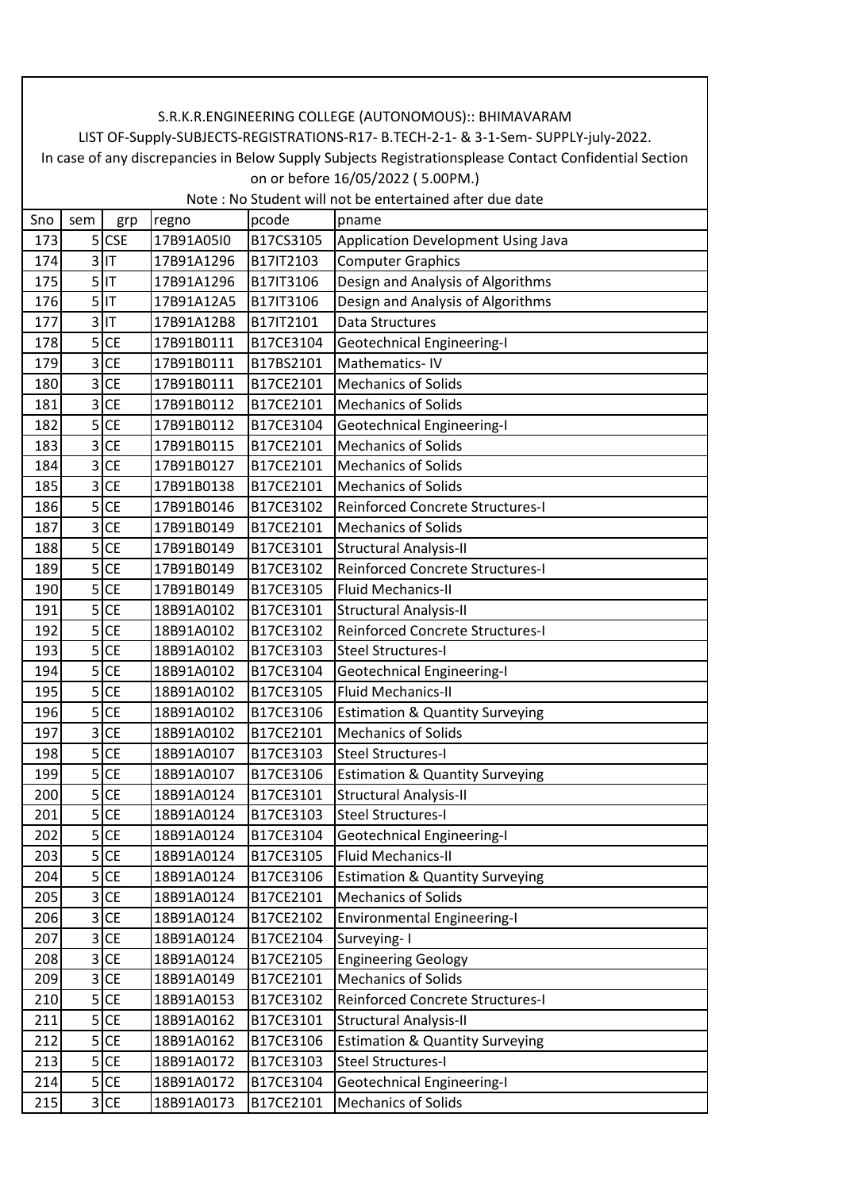S.R.K.R.ENGINEERING COLLEGE (AUTONOMOUS):: BHIMAVARAM

LIST OF-Supply-SUBJECTS-REGISTRATIONS-R17- B.TECH-2-1- & 3-1-Sem- SUPPLY-july-2022.

In case of any discrepancies in Below Supply Subjects Registrationsplease Contact Confidential Section on or before 16/05/2022 ( 5.00PM.)

Note : No Student will not be entertained after due date

| Sno | sem | grp | regno | pcode | pname |
|---|---|---|---|---|---|
| 173 | 5 | CSE | 17B91A05I0 | B17CS3105 | Application Development Using Java |
| 174 | 3 | IT | 17B91A1296 | B17IT2103 | Computer Graphics |
| 175 | 5 | IT | 17B91A1296 | B17IT3106 | Design and Analysis of Algorithms |
| 176 | 5 | IT | 17B91A12A5 | B17IT3106 | Design and Analysis of Algorithms |
| 177 | 3 | IT | 17B91A12B8 | B17IT2101 | Data Structures |
| 178 | 5 | CE | 17B91B0111 | B17CE3104 | Geotechnical Engineering-I |
| 179 | 3 | CE | 17B91B0111 | B17BS2101 | Mathematics- IV |
| 180 | 3 | CE | 17B91B0111 | B17CE2101 | Mechanics of Solids |
| 181 | 3 | CE | 17B91B0112 | B17CE2101 | Mechanics of Solids |
| 182 | 5 | CE | 17B91B0112 | B17CE3104 | Geotechnical Engineering-I |
| 183 | 3 | CE | 17B91B0115 | B17CE2101 | Mechanics of Solids |
| 184 | 3 | CE | 17B91B0127 | B17CE2101 | Mechanics of Solids |
| 185 | 3 | CE | 17B91B0138 | B17CE2101 | Mechanics of Solids |
| 186 | 5 | CE | 17B91B0146 | B17CE3102 | Reinforced Concrete Structures-I |
| 187 | 3 | CE | 17B91B0149 | B17CE2101 | Mechanics of Solids |
| 188 | 5 | CE | 17B91B0149 | B17CE3101 | Structural Analysis-II |
| 189 | 5 | CE | 17B91B0149 | B17CE3102 | Reinforced Concrete Structures-I |
| 190 | 5 | CE | 17B91B0149 | B17CE3105 | Fluid Mechanics-II |
| 191 | 5 | CE | 18B91A0102 | B17CE3101 | Structural Analysis-II |
| 192 | 5 | CE | 18B91A0102 | B17CE3102 | Reinforced Concrete Structures-I |
| 193 | 5 | CE | 18B91A0102 | B17CE3103 | Steel Structures-I |
| 194 | 5 | CE | 18B91A0102 | B17CE3104 | Geotechnical Engineering-I |
| 195 | 5 | CE | 18B91A0102 | B17CE3105 | Fluid Mechanics-II |
| 196 | 5 | CE | 18B91A0102 | B17CE3106 | Estimation & Quantity Surveying |
| 197 | 3 | CE | 18B91A0102 | B17CE2101 | Mechanics of Solids |
| 198 | 5 | CE | 18B91A0107 | B17CE3103 | Steel Structures-I |
| 199 | 5 | CE | 18B91A0107 | B17CE3106 | Estimation & Quantity Surveying |
| 200 | 5 | CE | 18B91A0124 | B17CE3101 | Structural Analysis-II |
| 201 | 5 | CE | 18B91A0124 | B17CE3103 | Steel Structures-I |
| 202 | 5 | CE | 18B91A0124 | B17CE3104 | Geotechnical Engineering-I |
| 203 | 5 | CE | 18B91A0124 | B17CE3105 | Fluid Mechanics-II |
| 204 | 5 | CE | 18B91A0124 | B17CE3106 | Estimation & Quantity Surveying |
| 205 | 3 | CE | 18B91A0124 | B17CE2101 | Mechanics of Solids |
| 206 | 3 | CE | 18B91A0124 | B17CE2102 | Environmental Engineering-I |
| 207 | 3 | CE | 18B91A0124 | B17CE2104 | Surveying- I |
| 208 | 3 | CE | 18B91A0124 | B17CE2105 | Engineering Geology |
| 209 | 3 | CE | 18B91A0149 | B17CE2101 | Mechanics of Solids |
| 210 | 5 | CE | 18B91A0153 | B17CE3102 | Reinforced Concrete Structures-I |
| 211 | 5 | CE | 18B91A0162 | B17CE3101 | Structural Analysis-II |
| 212 | 5 | CE | 18B91A0162 | B17CE3106 | Estimation & Quantity Surveying |
| 213 | 5 | CE | 18B91A0172 | B17CE3103 | Steel Structures-I |
| 214 | 5 | CE | 18B91A0172 | B17CE3104 | Geotechnical Engineering-I |
| 215 | 3 | CE | 18B91A0173 | B17CE2101 | Mechanics of Solids |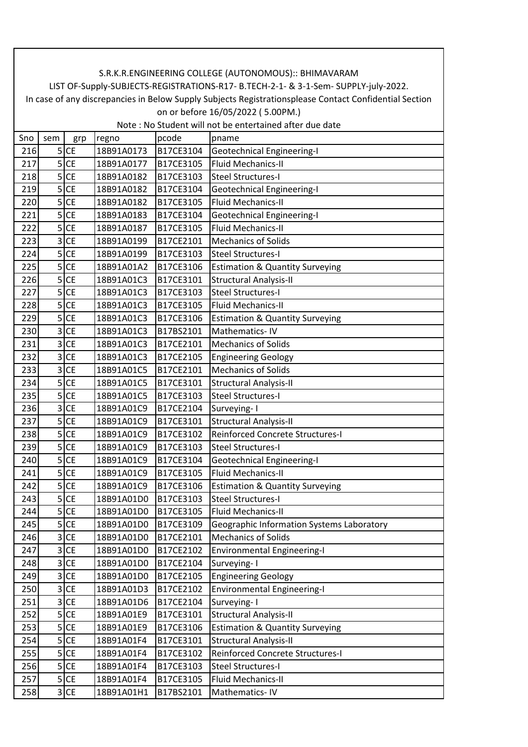S.R.K.R.ENGINEERING COLLEGE (AUTONOMOUS):: BHIMAVARAM

LIST OF-Supply-SUBJECTS-REGISTRATIONS-R17- B.TECH-2-1- & 3-1-Sem- SUPPLY-july-2022.

In case of any discrepancies in Below Supply Subjects Registrationsplease Contact Confidential Section on or before 16/05/2022 ( 5.00PM.)

Note : No Student will not be entertained after due date

| Sno | sem | grp | regno | pcode | pname |
|---|---|---|---|---|---|
| 216 | 5 | CE | 18B91A0173 | B17CE3104 | Geotechnical Engineering-I |
| 217 | 5 | CE | 18B91A0177 | B17CE3105 | Fluid Mechanics-II |
| 218 | 5 | CE | 18B91A0182 | B17CE3103 | Steel Structures-I |
| 219 | 5 | CE | 18B91A0182 | B17CE3104 | Geotechnical Engineering-I |
| 220 | 5 | CE | 18B91A0182 | B17CE3105 | Fluid Mechanics-II |
| 221 | 5 | CE | 18B91A0183 | B17CE3104 | Geotechnical Engineering-I |
| 222 | 5 | CE | 18B91A0187 | B17CE3105 | Fluid Mechanics-II |
| 223 | 3 | CE | 18B91A0199 | B17CE2101 | Mechanics of Solids |
| 224 | 5 | CE | 18B91A0199 | B17CE3103 | Steel Structures-I |
| 225 | 5 | CE | 18B91A01A2 | B17CE3106 | Estimation & Quantity Surveying |
| 226 | 5 | CE | 18B91A01C3 | B17CE3101 | Structural Analysis-II |
| 227 | 5 | CE | 18B91A01C3 | B17CE3103 | Steel Structures-I |
| 228 | 5 | CE | 18B91A01C3 | B17CE3105 | Fluid Mechanics-II |
| 229 | 5 | CE | 18B91A01C3 | B17CE3106 | Estimation & Quantity Surveying |
| 230 | 3 | CE | 18B91A01C3 | B17BS2101 | Mathematics- IV |
| 231 | 3 | CE | 18B91A01C3 | B17CE2101 | Mechanics of Solids |
| 232 | 3 | CE | 18B91A01C3 | B17CE2105 | Engineering Geology |
| 233 | 3 | CE | 18B91A01C5 | B17CE2101 | Mechanics of Solids |
| 234 | 5 | CE | 18B91A01C5 | B17CE3101 | Structural Analysis-II |
| 235 | 5 | CE | 18B91A01C5 | B17CE3103 | Steel Structures-I |
| 236 | 3 | CE | 18B91A01C9 | B17CE2104 | Surveying- I |
| 237 | 5 | CE | 18B91A01C9 | B17CE3101 | Structural Analysis-II |
| 238 | 5 | CE | 18B91A01C9 | B17CE3102 | Reinforced Concrete Structures-I |
| 239 | 5 | CE | 18B91A01C9 | B17CE3103 | Steel Structures-I |
| 240 | 5 | CE | 18B91A01C9 | B17CE3104 | Geotechnical Engineering-I |
| 241 | 5 | CE | 18B91A01C9 | B17CE3105 | Fluid Mechanics-II |
| 242 | 5 | CE | 18B91A01C9 | B17CE3106 | Estimation & Quantity Surveying |
| 243 | 5 | CE | 18B91A01D0 | B17CE3103 | Steel Structures-I |
| 244 | 5 | CE | 18B91A01D0 | B17CE3105 | Fluid Mechanics-II |
| 245 | 5 | CE | 18B91A01D0 | B17CE3109 | Geographic Information Systems Laboratory |
| 246 | 3 | CE | 18B91A01D0 | B17CE2101 | Mechanics of Solids |
| 247 | 3 | CE | 18B91A01D0 | B17CE2102 | Environmental Engineering-I |
| 248 | 3 | CE | 18B91A01D0 | B17CE2104 | Surveying- I |
| 249 | 3 | CE | 18B91A01D0 | B17CE2105 | Engineering Geology |
| 250 | 3 | CE | 18B91A01D3 | B17CE2102 | Environmental Engineering-I |
| 251 | 3 | CE | 18B91A01D6 | B17CE2104 | Surveying- I |
| 252 | 5 | CE | 18B91A01E9 | B17CE3101 | Structural Analysis-II |
| 253 | 5 | CE | 18B91A01E9 | B17CE3106 | Estimation & Quantity Surveying |
| 254 | 5 | CE | 18B91A01F4 | B17CE3101 | Structural Analysis-II |
| 255 | 5 | CE | 18B91A01F4 | B17CE3102 | Reinforced Concrete Structures-I |
| 256 | 5 | CE | 18B91A01F4 | B17CE3103 | Steel Structures-I |
| 257 | 5 | CE | 18B91A01F4 | B17CE3105 | Fluid Mechanics-II |
| 258 | 3 | CE | 18B91A01H1 | B17BS2101 | Mathematics- IV |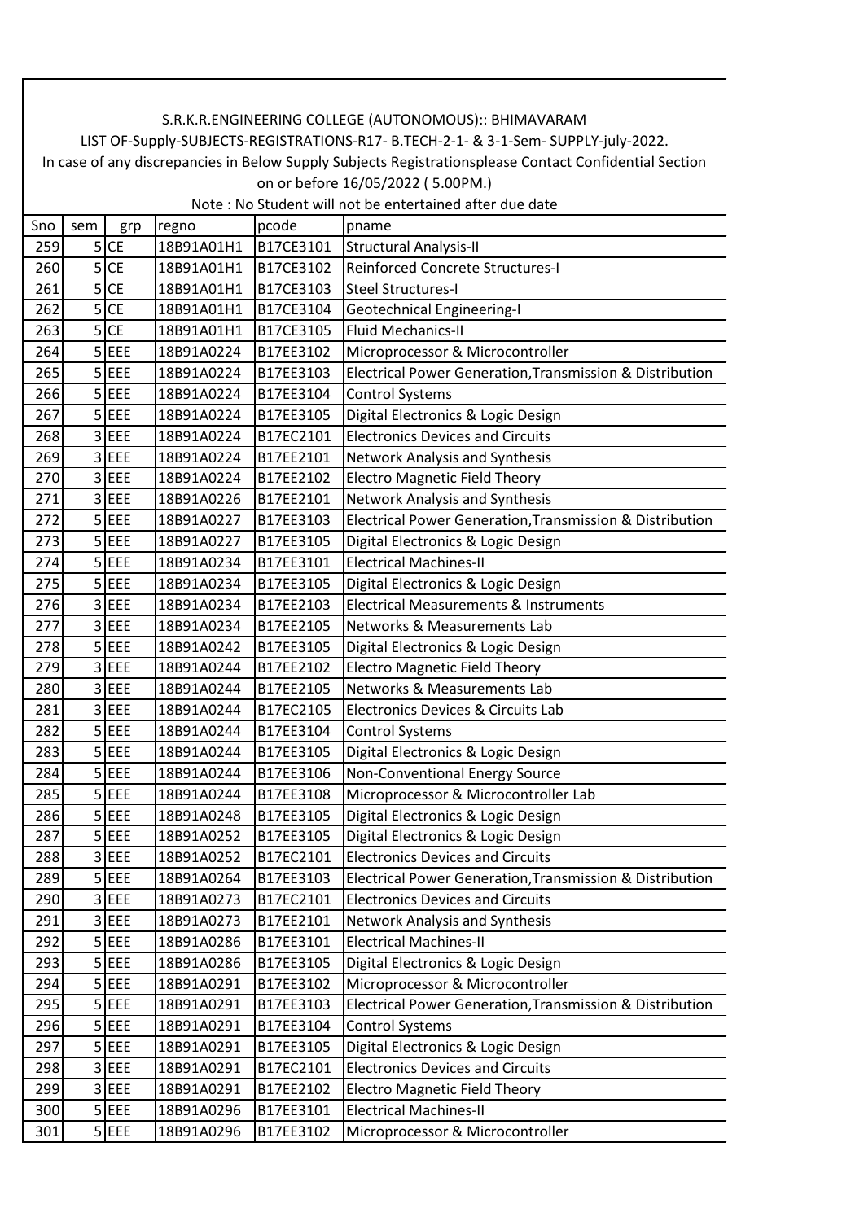S.R.K.R.ENGINEERING COLLEGE (AUTONOMOUS):: BHIMAVARAM

LIST OF-Supply-SUBJECTS-REGISTRATIONS-R17- B.TECH-2-1- & 3-1-Sem- SUPPLY-july-2022.

In case of any discrepancies in Below Supply Subjects Registrationsplease Contact Confidential Section on or before 16/05/2022 ( 5.00PM.)

Note : No Student will not be entertained after due date

| Sno | sem | grp | regno | pcode | pname |
|---|---|---|---|---|---|
| 259 | 5 | CE | 18B91A01H1 | B17CE3101 | Structural Analysis-II |
| 260 | 5 | CE | 18B91A01H1 | B17CE3102 | Reinforced Concrete Structures-I |
| 261 | 5 | CE | 18B91A01H1 | B17CE3103 | Steel Structures-I |
| 262 | 5 | CE | 18B91A01H1 | B17CE3104 | Geotechnical Engineering-I |
| 263 | 5 | CE | 18B91A01H1 | B17CE3105 | Fluid Mechanics-II |
| 264 | 5 | EEE | 18B91A0224 | B17EE3102 | Microprocessor & Microcontroller |
| 265 | 5 | EEE | 18B91A0224 | B17EE3103 | Electrical Power Generation,Transmission & Distribution |
| 266 | 5 | EEE | 18B91A0224 | B17EE3104 | Control Systems |
| 267 | 5 | EEE | 18B91A0224 | B17EE3105 | Digital Electronics & Logic Design |
| 268 | 3 | EEE | 18B91A0224 | B17EC2101 | Electronics Devices and Circuits |
| 269 | 3 | EEE | 18B91A0224 | B17EE2101 | Network Analysis and Synthesis |
| 270 | 3 | EEE | 18B91A0224 | B17EE2102 | Electro Magnetic Field Theory |
| 271 | 3 | EEE | 18B91A0226 | B17EE2101 | Network Analysis and Synthesis |
| 272 | 5 | EEE | 18B91A0227 | B17EE3103 | Electrical Power Generation,Transmission & Distribution |
| 273 | 5 | EEE | 18B91A0227 | B17EE3105 | Digital Electronics & Logic Design |
| 274 | 5 | EEE | 18B91A0234 | B17EE3101 | Electrical Machines-II |
| 275 | 5 | EEE | 18B91A0234 | B17EE3105 | Digital Electronics & Logic Design |
| 276 | 3 | EEE | 18B91A0234 | B17EE2103 | Electrical Measurements & Instruments |
| 277 | 3 | EEE | 18B91A0234 | B17EE2105 | Networks & Measurements Lab |
| 278 | 5 | EEE | 18B91A0242 | B17EE3105 | Digital Electronics & Logic Design |
| 279 | 3 | EEE | 18B91A0244 | B17EE2102 | Electro Magnetic Field Theory |
| 280 | 3 | EEE | 18B91A0244 | B17EE2105 | Networks & Measurements Lab |
| 281 | 3 | EEE | 18B91A0244 | B17EC2105 | Electronics Devices & Circuits Lab |
| 282 | 5 | EEE | 18B91A0244 | B17EE3104 | Control Systems |
| 283 | 5 | EEE | 18B91A0244 | B17EE3105 | Digital Electronics & Logic Design |
| 284 | 5 | EEE | 18B91A0244 | B17EE3106 | Non-Conventional Energy Source |
| 285 | 5 | EEE | 18B91A0244 | B17EE3108 | Microprocessor & Microcontroller Lab |
| 286 | 5 | EEE | 18B91A0248 | B17EE3105 | Digital Electronics & Logic Design |
| 287 | 5 | EEE | 18B91A0252 | B17EE3105 | Digital Electronics & Logic Design |
| 288 | 3 | EEE | 18B91A0252 | B17EC2101 | Electronics Devices and Circuits |
| 289 | 5 | EEE | 18B91A0264 | B17EE3103 | Electrical Power Generation,Transmission & Distribution |
| 290 | 3 | EEE | 18B91A0273 | B17EC2101 | Electronics Devices and Circuits |
| 291 | 3 | EEE | 18B91A0273 | B17EE2101 | Network Analysis and Synthesis |
| 292 | 5 | EEE | 18B91A0286 | B17EE3101 | Electrical Machines-II |
| 293 | 5 | EEE | 18B91A0286 | B17EE3105 | Digital Electronics & Logic Design |
| 294 | 5 | EEE | 18B91A0291 | B17EE3102 | Microprocessor & Microcontroller |
| 295 | 5 | EEE | 18B91A0291 | B17EE3103 | Electrical Power Generation,Transmission & Distribution |
| 296 | 5 | EEE | 18B91A0291 | B17EE3104 | Control Systems |
| 297 | 5 | EEE | 18B91A0291 | B17EE3105 | Digital Electronics & Logic Design |
| 298 | 3 | EEE | 18B91A0291 | B17EC2101 | Electronics Devices and Circuits |
| 299 | 3 | EEE | 18B91A0291 | B17EE2102 | Electro Magnetic Field Theory |
| 300 | 5 | EEE | 18B91A0296 | B17EE3101 | Electrical Machines-II |
| 301 | 5 | EEE | 18B91A0296 | B17EE3102 | Microprocessor & Microcontroller |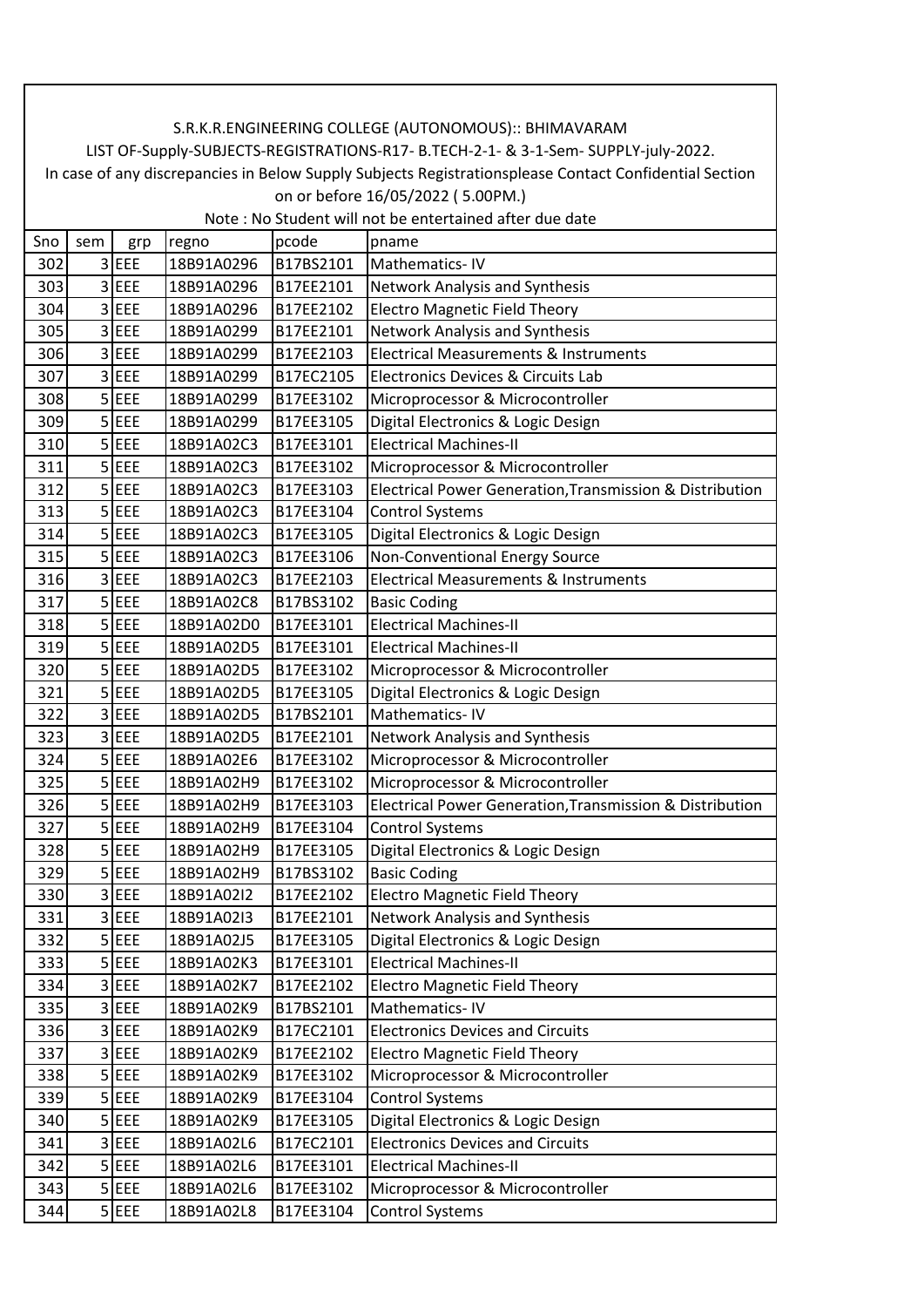S.R.K.R.ENGINEERING COLLEGE (AUTONOMOUS):: BHIMAVARAM

LIST OF-Supply-SUBJECTS-REGISTRATIONS-R17- B.TECH-2-1- & 3-1-Sem- SUPPLY-july-2022.

In case of any discrepancies in Below Supply Subjects Registrationsplease Contact Confidential Section on or before 16/05/2022 ( 5.00PM.)

Note : No Student will not be entertained after due date

| Sno | sem | grp | regno | pcode | pname |
|---|---|---|---|---|---|
| 302 | 3 | EEE | 18B91A0296 | B17BS2101 | Mathematics- IV |
| 303 | 3 | EEE | 18B91A0296 | B17EE2101 | Network Analysis and Synthesis |
| 304 | 3 | EEE | 18B91A0296 | B17EE2102 | Electro Magnetic Field Theory |
| 305 | 3 | EEE | 18B91A0299 | B17EE2101 | Network Analysis and Synthesis |
| 306 | 3 | EEE | 18B91A0299 | B17EE2103 | Electrical Measurements & Instruments |
| 307 | 3 | EEE | 18B91A0299 | B17EC2105 | Electronics Devices & Circuits Lab |
| 308 | 5 | EEE | 18B91A0299 | B17EE3102 | Microprocessor & Microcontroller |
| 309 | 5 | EEE | 18B91A0299 | B17EE3105 | Digital Electronics & Logic Design |
| 310 | 5 | EEE | 18B91A02C3 | B17EE3101 | Electrical Machines-II |
| 311 | 5 | EEE | 18B91A02C3 | B17EE3102 | Microprocessor & Microcontroller |
| 312 | 5 | EEE | 18B91A02C3 | B17EE3103 | Electrical Power Generation,Transmission & Distribution |
| 313 | 5 | EEE | 18B91A02C3 | B17EE3104 | Control Systems |
| 314 | 5 | EEE | 18B91A02C3 | B17EE3105 | Digital Electronics & Logic Design |
| 315 | 5 | EEE | 18B91A02C3 | B17EE3106 | Non-Conventional Energy Source |
| 316 | 3 | EEE | 18B91A02C3 | B17EE2103 | Electrical Measurements & Instruments |
| 317 | 5 | EEE | 18B91A02C8 | B17BS3102 | Basic Coding |
| 318 | 5 | EEE | 18B91A02D0 | B17EE3101 | Electrical Machines-II |
| 319 | 5 | EEE | 18B91A02D5 | B17EE3101 | Electrical Machines-II |
| 320 | 5 | EEE | 18B91A02D5 | B17EE3102 | Microprocessor & Microcontroller |
| 321 | 5 | EEE | 18B91A02D5 | B17EE3105 | Digital Electronics & Logic Design |
| 322 | 3 | EEE | 18B91A02D5 | B17BS2101 | Mathematics- IV |
| 323 | 3 | EEE | 18B91A02D5 | B17EE2101 | Network Analysis and Synthesis |
| 324 | 5 | EEE | 18B91A02E6 | B17EE3102 | Microprocessor & Microcontroller |
| 325 | 5 | EEE | 18B91A02H9 | B17EE3102 | Microprocessor & Microcontroller |
| 326 | 5 | EEE | 18B91A02H9 | B17EE3103 | Electrical Power Generation,Transmission & Distribution |
| 327 | 5 | EEE | 18B91A02H9 | B17EE3104 | Control Systems |
| 328 | 5 | EEE | 18B91A02H9 | B17EE3105 | Digital Electronics & Logic Design |
| 329 | 5 | EEE | 18B91A02H9 | B17BS3102 | Basic Coding |
| 330 | 3 | EEE | 18B91A02I2 | B17EE2102 | Electro Magnetic Field Theory |
| 331 | 3 | EEE | 18B91A02I3 | B17EE2101 | Network Analysis and Synthesis |
| 332 | 5 | EEE | 18B91A02J5 | B17EE3105 | Digital Electronics & Logic Design |
| 333 | 5 | EEE | 18B91A02K3 | B17EE3101 | Electrical Machines-II |
| 334 | 3 | EEE | 18B91A02K7 | B17EE2102 | Electro Magnetic Field Theory |
| 335 | 3 | EEE | 18B91A02K9 | B17BS2101 | Mathematics- IV |
| 336 | 3 | EEE | 18B91A02K9 | B17EC2101 | Electronics Devices and Circuits |
| 337 | 3 | EEE | 18B91A02K9 | B17EE2102 | Electro Magnetic Field Theory |
| 338 | 5 | EEE | 18B91A02K9 | B17EE3102 | Microprocessor & Microcontroller |
| 339 | 5 | EEE | 18B91A02K9 | B17EE3104 | Control Systems |
| 340 | 5 | EEE | 18B91A02K9 | B17EE3105 | Digital Electronics & Logic Design |
| 341 | 3 | EEE | 18B91A02L6 | B17EC2101 | Electronics Devices and Circuits |
| 342 | 5 | EEE | 18B91A02L6 | B17EE3101 | Electrical Machines-II |
| 343 | 5 | EEE | 18B91A02L6 | B17EE3102 | Microprocessor & Microcontroller |
| 344 | 5 | EEE | 18B91A02L8 | B17EE3104 | Control Systems |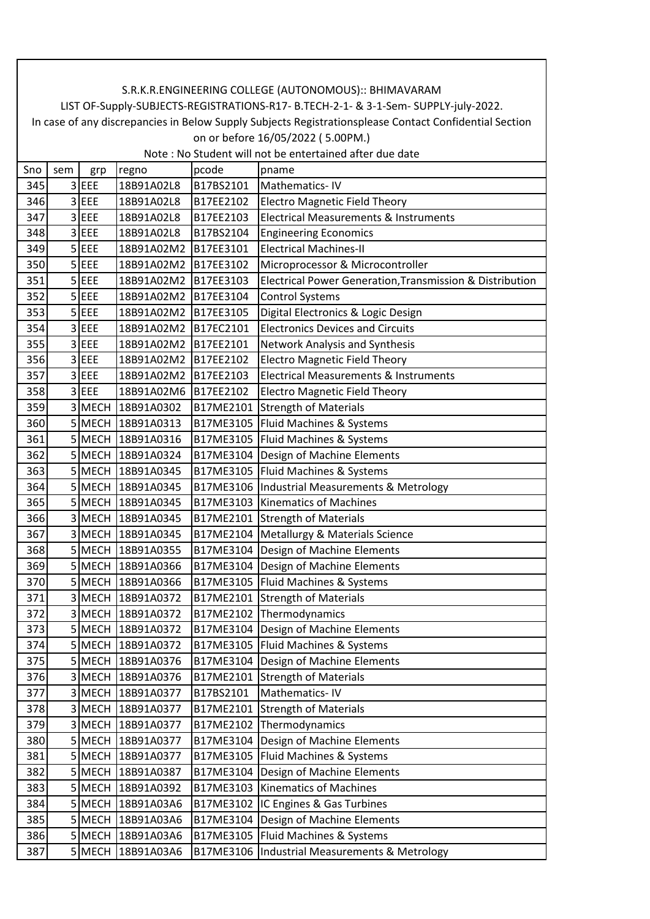S.R.K.R.ENGINEERING COLLEGE (AUTONOMOUS):: BHIMAVARAM

LIST OF-Supply-SUBJECTS-REGISTRATIONS-R17- B.TECH-2-1- & 3-1-Sem- SUPPLY-july-2022.

In case of any discrepancies in Below Supply Subjects Registrationsplease Contact Confidential Section on or before 16/05/2022 ( 5.00PM.)

Note : No Student will not be entertained after due date

| Sno | sem | grp | regno | pcode | pname |
|---|---|---|---|---|---|
| 345 | 3 | EEE | 18B91A02L8 | B17BS2101 | Mathematics- IV |
| 346 | 3 | EEE | 18B91A02L8 | B17EE2102 | Electro Magnetic Field Theory |
| 347 | 3 | EEE | 18B91A02L8 | B17EE2103 | Electrical Measurements & Instruments |
| 348 | 3 | EEE | 18B91A02L8 | B17BS2104 | Engineering Economics |
| 349 | 5 | EEE | 18B91A02M2 | B17EE3101 | Electrical Machines-II |
| 350 | 5 | EEE | 18B91A02M2 | B17EE3102 | Microprocessor & Microcontroller |
| 351 | 5 | EEE | 18B91A02M2 | B17EE3103 | Electrical Power Generation,Transmission & Distribution |
| 352 | 5 | EEE | 18B91A02M2 | B17EE3104 | Control Systems |
| 353 | 5 | EEE | 18B91A02M2 | B17EE3105 | Digital Electronics & Logic Design |
| 354 | 3 | EEE | 18B91A02M2 | B17EC2101 | Electronics Devices and Circuits |
| 355 | 3 | EEE | 18B91A02M2 | B17EE2101 | Network Analysis and Synthesis |
| 356 | 3 | EEE | 18B91A02M2 | B17EE2102 | Electro Magnetic Field Theory |
| 357 | 3 | EEE | 18B91A02M2 | B17EE2103 | Electrical Measurements & Instruments |
| 358 | 3 | EEE | 18B91A02M6 | B17EE2102 | Electro Magnetic Field Theory |
| 359 | 3 | MECH | 18B91A0302 | B17ME2101 | Strength of Materials |
| 360 | 5 | MECH | 18B91A0313 | B17ME3105 | Fluid Machines & Systems |
| 361 | 5 | MECH | 18B91A0316 | B17ME3105 | Fluid Machines & Systems |
| 362 | 5 | MECH | 18B91A0324 | B17ME3104 | Design of Machine Elements |
| 363 | 5 | MECH | 18B91A0345 | B17ME3105 | Fluid Machines & Systems |
| 364 | 5 | MECH | 18B91A0345 | B17ME3106 | Industrial Measurements & Metrology |
| 365 | 5 | MECH | 18B91A0345 | B17ME3103 | Kinematics of Machines |
| 366 | 3 | MECH | 18B91A0345 | B17ME2101 | Strength of Materials |
| 367 | 3 | MECH | 18B91A0345 | B17ME2104 | Metallurgy & Materials Science |
| 368 | 5 | MECH | 18B91A0355 | B17ME3104 | Design of Machine Elements |
| 369 | 5 | MECH | 18B91A0366 | B17ME3104 | Design of Machine Elements |
| 370 | 5 | MECH | 18B91A0366 | B17ME3105 | Fluid Machines & Systems |
| 371 | 3 | MECH | 18B91A0372 | B17ME2101 | Strength of Materials |
| 372 | 3 | MECH | 18B91A0372 | B17ME2102 | Thermodynamics |
| 373 | 5 | MECH | 18B91A0372 | B17ME3104 | Design of Machine Elements |
| 374 | 5 | MECH | 18B91A0372 | B17ME3105 | Fluid Machines & Systems |
| 375 | 5 | MECH | 18B91A0376 | B17ME3104 | Design of Machine Elements |
| 376 | 3 | MECH | 18B91A0376 | B17ME2101 | Strength of Materials |
| 377 | 3 | MECH | 18B91A0377 | B17BS2101 | Mathematics- IV |
| 378 | 3 | MECH | 18B91A0377 | B17ME2101 | Strength of Materials |
| 379 | 3 | MECH | 18B91A0377 | B17ME2102 | Thermodynamics |
| 380 | 5 | MECH | 18B91A0377 | B17ME3104 | Design of Machine Elements |
| 381 | 5 | MECH | 18B91A0377 | B17ME3105 | Fluid Machines & Systems |
| 382 | 5 | MECH | 18B91A0387 | B17ME3104 | Design of Machine Elements |
| 383 | 5 | MECH | 18B91A0392 | B17ME3103 | Kinematics of Machines |
| 384 | 5 | MECH | 18B91A03A6 | B17ME3102 | IC Engines & Gas Turbines |
| 385 | 5 | MECH | 18B91A03A6 | B17ME3104 | Design of Machine Elements |
| 386 | 5 | MECH | 18B91A03A6 | B17ME3105 | Fluid Machines & Systems |
| 387 | 5 | MECH | 18B91A03A6 | B17ME3106 | Industrial Measurements & Metrology |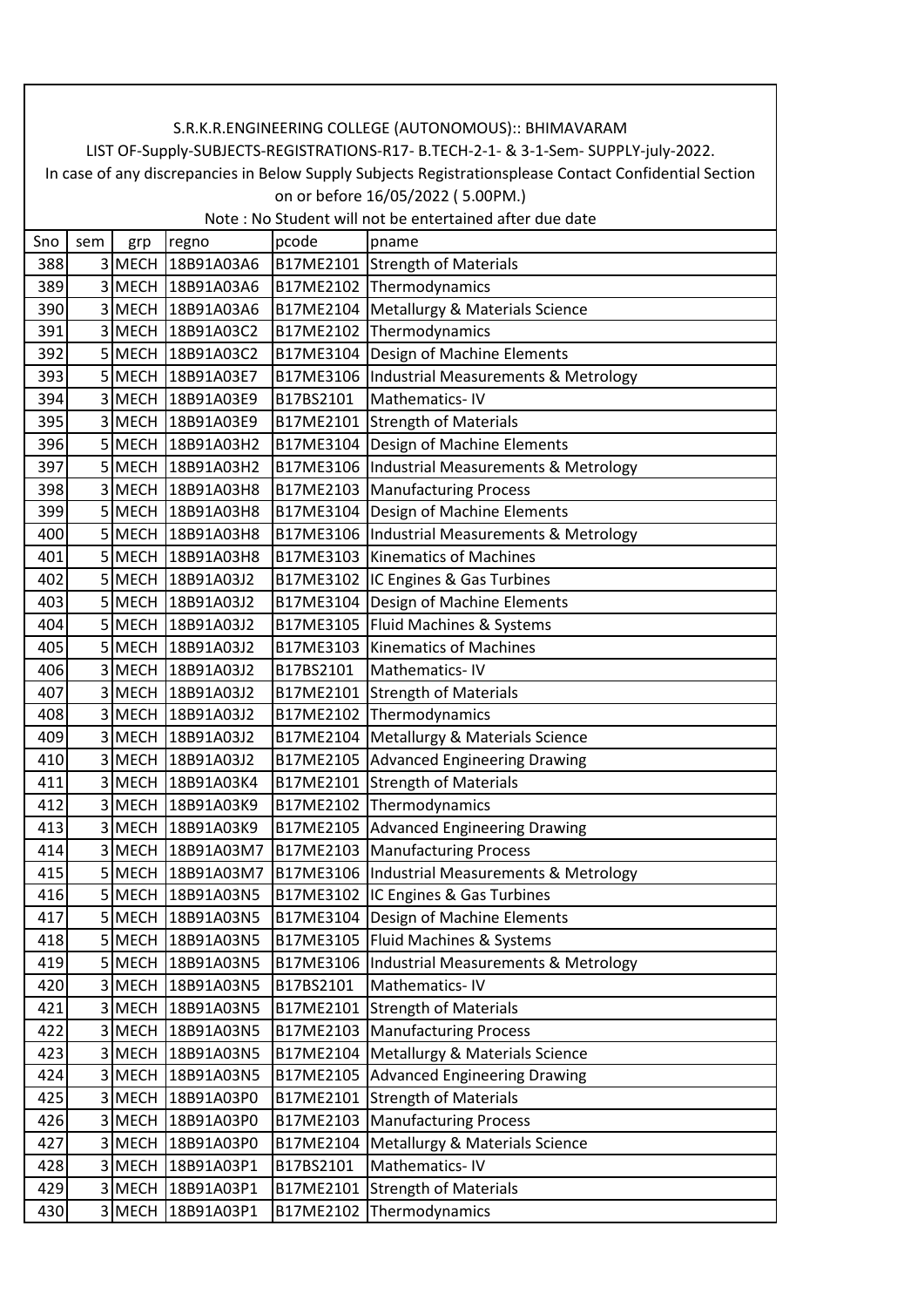S.R.K.R.ENGINEERING COLLEGE (AUTONOMOUS):: BHIMAVARAM

LIST OF-Supply-SUBJECTS-REGISTRATIONS-R17- B.TECH-2-1- & 3-1-Sem- SUPPLY-july-2022.

In case of any discrepancies in Below Supply Subjects Registrationsplease Contact Confidential Section on or before 16/05/2022 ( 5.00PM.)

Note : No Student will not be entertained after due date

| Sno | sem | grp | regno | pcode | pname |
|---|---|---|---|---|---|
| 388 | 3 | MECH | 18B91A03A6 | B17ME2101 | Strength of Materials |
| 389 | 3 | MECH | 18B91A03A6 | B17ME2102 | Thermodynamics |
| 390 | 3 | MECH | 18B91A03A6 | B17ME2104 | Metallurgy & Materials Science |
| 391 | 3 | MECH | 18B91A03C2 | B17ME2102 | Thermodynamics |
| 392 | 5 | MECH | 18B91A03C2 | B17ME3104 | Design of Machine Elements |
| 393 | 5 | MECH | 18B91A03E7 | B17ME3106 | Industrial Measurements & Metrology |
| 394 | 3 | MECH | 18B91A03E9 | B17BS2101 | Mathematics- IV |
| 395 | 3 | MECH | 18B91A03E9 | B17ME2101 | Strength of Materials |
| 396 | 5 | MECH | 18B91A03H2 | B17ME3104 | Design of Machine Elements |
| 397 | 5 | MECH | 18B91A03H2 | B17ME3106 | Industrial Measurements & Metrology |
| 398 | 3 | MECH | 18B91A03H8 | B17ME2103 | Manufacturing Process |
| 399 | 5 | MECH | 18B91A03H8 | B17ME3104 | Design of Machine Elements |
| 400 | 5 | MECH | 18B91A03H8 | B17ME3106 | Industrial Measurements & Metrology |
| 401 | 5 | MECH | 18B91A03H8 | B17ME3103 | Kinematics of Machines |
| 402 | 5 | MECH | 18B91A03J2 | B17ME3102 | IC Engines & Gas Turbines |
| 403 | 5 | MECH | 18B91A03J2 | B17ME3104 | Design of Machine Elements |
| 404 | 5 | MECH | 18B91A03J2 | B17ME3105 | Fluid Machines & Systems |
| 405 | 5 | MECH | 18B91A03J2 | B17ME3103 | Kinematics of Machines |
| 406 | 3 | MECH | 18B91A03J2 | B17BS2101 | Mathematics- IV |
| 407 | 3 | MECH | 18B91A03J2 | B17ME2101 | Strength of Materials |
| 408 | 3 | MECH | 18B91A03J2 | B17ME2102 | Thermodynamics |
| 409 | 3 | MECH | 18B91A03J2 | B17ME2104 | Metallurgy & Materials Science |
| 410 | 3 | MECH | 18B91A03J2 | B17ME2105 | Advanced Engineering Drawing |
| 411 | 3 | MECH | 18B91A03K4 | B17ME2101 | Strength of Materials |
| 412 | 3 | MECH | 18B91A03K9 | B17ME2102 | Thermodynamics |
| 413 | 3 | MECH | 18B91A03K9 | B17ME2105 | Advanced Engineering Drawing |
| 414 | 3 | MECH | 18B91A03M7 | B17ME2103 | Manufacturing Process |
| 415 | 5 | MECH | 18B91A03M7 | B17ME3106 | Industrial Measurements & Metrology |
| 416 | 5 | MECH | 18B91A03N5 | B17ME3102 | IC Engines & Gas Turbines |
| 417 | 5 | MECH | 18B91A03N5 | B17ME3104 | Design of Machine Elements |
| 418 | 5 | MECH | 18B91A03N5 | B17ME3105 | Fluid Machines & Systems |
| 419 | 5 | MECH | 18B91A03N5 | B17ME3106 | Industrial Measurements & Metrology |
| 420 | 3 | MECH | 18B91A03N5 | B17BS2101 | Mathematics- IV |
| 421 | 3 | MECH | 18B91A03N5 | B17ME2101 | Strength of Materials |
| 422 | 3 | MECH | 18B91A03N5 | B17ME2103 | Manufacturing Process |
| 423 | 3 | MECH | 18B91A03N5 | B17ME2104 | Metallurgy & Materials Science |
| 424 | 3 | MECH | 18B91A03N5 | B17ME2105 | Advanced Engineering Drawing |
| 425 | 3 | MECH | 18B91A03P0 | B17ME2101 | Strength of Materials |
| 426 | 3 | MECH | 18B91A03P0 | B17ME2103 | Manufacturing Process |
| 427 | 3 | MECH | 18B91A03P0 | B17ME2104 | Metallurgy & Materials Science |
| 428 | 3 | MECH | 18B91A03P1 | B17BS2101 | Mathematics- IV |
| 429 | 3 | MECH | 18B91A03P1 | B17ME2101 | Strength of Materials |
| 430 | 3 | MECH | 18B91A03P1 | B17ME2102 | Thermodynamics |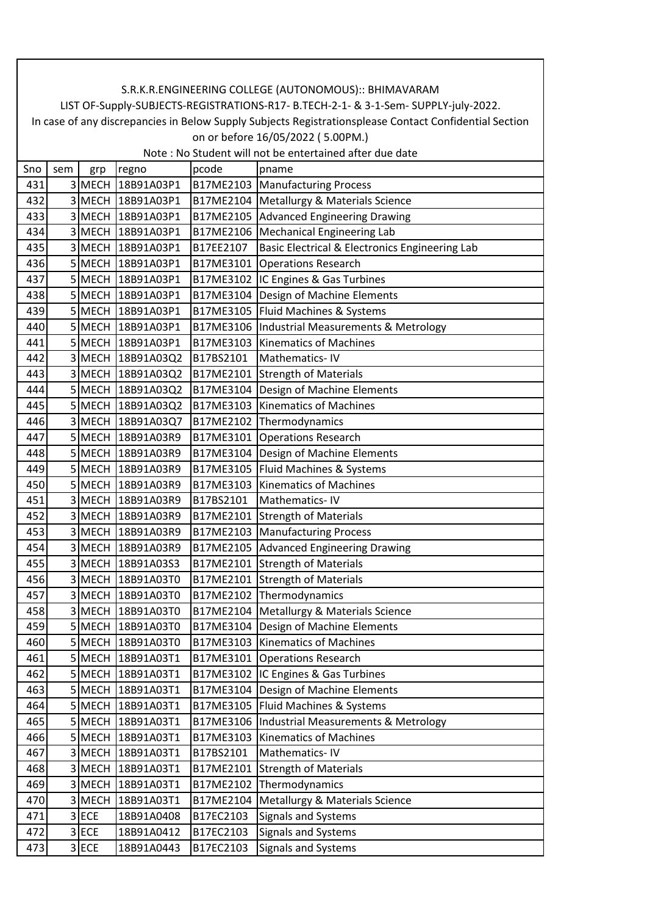S.R.K.R.ENGINEERING COLLEGE (AUTONOMOUS):: BHIMAVARAM

LIST OF-Supply-SUBJECTS-REGISTRATIONS-R17- B.TECH-2-1- & 3-1-Sem- SUPPLY-july-2022.

In case of any discrepancies in Below Supply Subjects Registrationsplease Contact Confidential Section on or before 16/05/2022 ( 5.00PM.)

Note : No Student will not be entertained after due date

| Sno | sem | grp | regno | pcode | pname |
|---|---|---|---|---|---|
| 431 | 3 | MECH | 18B91A03P1 | B17ME2103 | Manufacturing Process |
| 432 | 3 | MECH | 18B91A03P1 | B17ME2104 | Metallurgy & Materials Science |
| 433 | 3 | MECH | 18B91A03P1 | B17ME2105 | Advanced Engineering Drawing |
| 434 | 3 | MECH | 18B91A03P1 | B17ME2106 | Mechanical Engineering Lab |
| 435 | 3 | MECH | 18B91A03P1 | B17EE2107 | Basic Electrical & Electronics Engineering Lab |
| 436 | 5 | MECH | 18B91A03P1 | B17ME3101 | Operations Research |
| 437 | 5 | MECH | 18B91A03P1 | B17ME3102 | IC Engines & Gas Turbines |
| 438 | 5 | MECH | 18B91A03P1 | B17ME3104 | Design of Machine Elements |
| 439 | 5 | MECH | 18B91A03P1 | B17ME3105 | Fluid Machines & Systems |
| 440 | 5 | MECH | 18B91A03P1 | B17ME3106 | Industrial Measurements & Metrology |
| 441 | 5 | MECH | 18B91A03P1 | B17ME3103 | Kinematics of Machines |
| 442 | 3 | MECH | 18B91A03Q2 | B17BS2101 | Mathematics- IV |
| 443 | 3 | MECH | 18B91A03Q2 | B17ME2101 | Strength of Materials |
| 444 | 5 | MECH | 18B91A03Q2 | B17ME3104 | Design of Machine Elements |
| 445 | 5 | MECH | 18B91A03Q2 | B17ME3103 | Kinematics of Machines |
| 446 | 3 | MECH | 18B91A03Q7 | B17ME2102 | Thermodynamics |
| 447 | 5 | MECH | 18B91A03R9 | B17ME3101 | Operations Research |
| 448 | 5 | MECH | 18B91A03R9 | B17ME3104 | Design of Machine Elements |
| 449 | 5 | MECH | 18B91A03R9 | B17ME3105 | Fluid Machines & Systems |
| 450 | 5 | MECH | 18B91A03R9 | B17ME3103 | Kinematics of Machines |
| 451 | 3 | MECH | 18B91A03R9 | B17BS2101 | Mathematics- IV |
| 452 | 3 | MECH | 18B91A03R9 | B17ME2101 | Strength of Materials |
| 453 | 3 | MECH | 18B91A03R9 | B17ME2103 | Manufacturing Process |
| 454 | 3 | MECH | 18B91A03R9 | B17ME2105 | Advanced Engineering Drawing |
| 455 | 3 | MECH | 18B91A03S3 | B17ME2101 | Strength of Materials |
| 456 | 3 | MECH | 18B91A03T0 | B17ME2101 | Strength of Materials |
| 457 | 3 | MECH | 18B91A03T0 | B17ME2102 | Thermodynamics |
| 458 | 3 | MECH | 18B91A03T0 | B17ME2104 | Metallurgy & Materials Science |
| 459 | 5 | MECH | 18B91A03T0 | B17ME3104 | Design of Machine Elements |
| 460 | 5 | MECH | 18B91A03T0 | B17ME3103 | Kinematics of Machines |
| 461 | 5 | MECH | 18B91A03T1 | B17ME3101 | Operations Research |
| 462 | 5 | MECH | 18B91A03T1 | B17ME3102 | IC Engines & Gas Turbines |
| 463 | 5 | MECH | 18B91A03T1 | B17ME3104 | Design of Machine Elements |
| 464 | 5 | MECH | 18B91A03T1 | B17ME3105 | Fluid Machines & Systems |
| 465 | 5 | MECH | 18B91A03T1 | B17ME3106 | Industrial Measurements & Metrology |
| 466 | 5 | MECH | 18B91A03T1 | B17ME3103 | Kinematics of Machines |
| 467 | 3 | MECH | 18B91A03T1 | B17BS2101 | Mathematics- IV |
| 468 | 3 | MECH | 18B91A03T1 | B17ME2101 | Strength of Materials |
| 469 | 3 | MECH | 18B91A03T1 | B17ME2102 | Thermodynamics |
| 470 | 3 | MECH | 18B91A03T1 | B17ME2104 | Metallurgy & Materials Science |
| 471 | 3 | ECE | 18B91A0408 | B17EC2103 | Signals and Systems |
| 472 | 3 | ECE | 18B91A0412 | B17EC2103 | Signals and Systems |
| 473 | 3 | ECE | 18B91A0443 | B17EC2103 | Signals and Systems |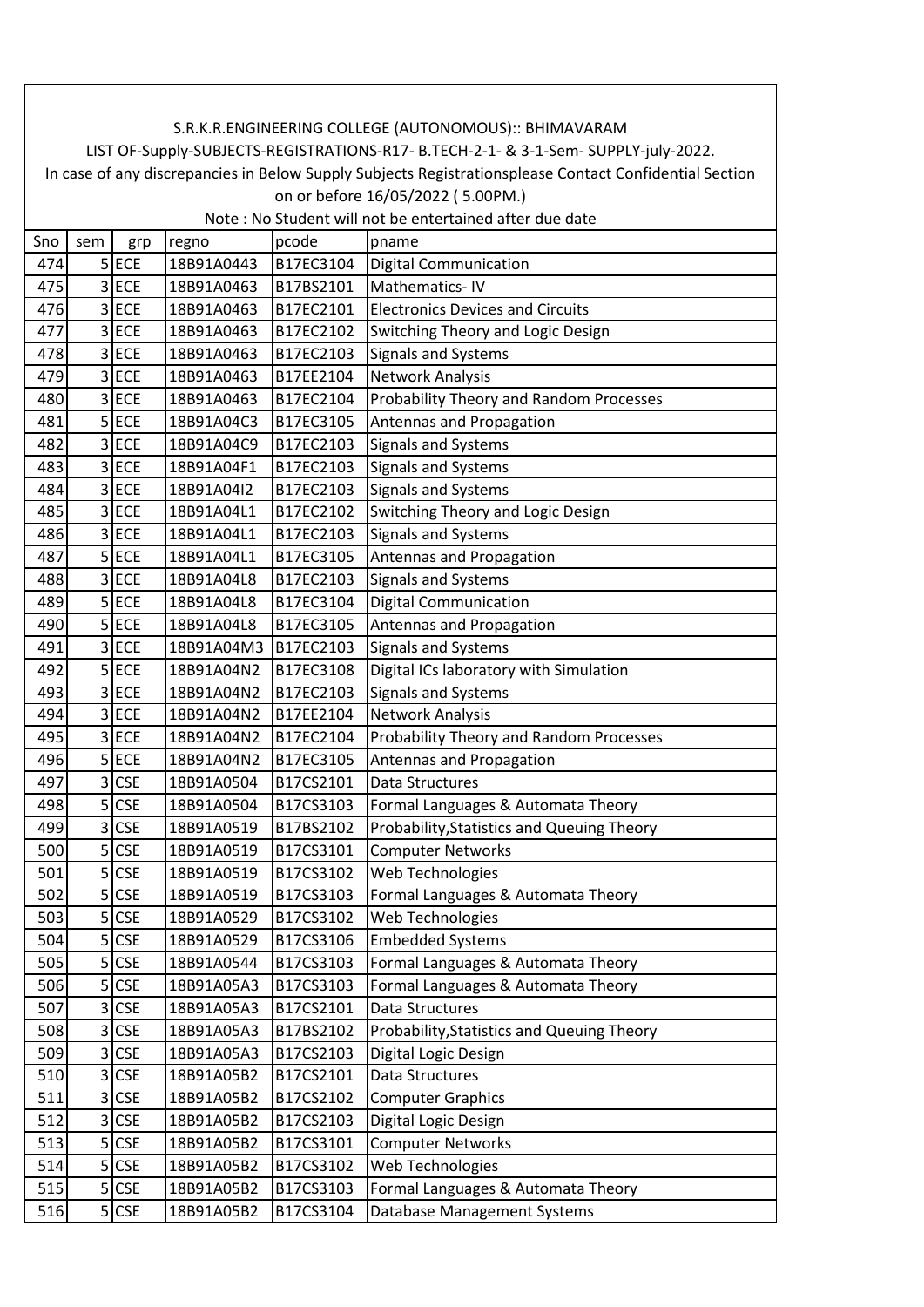S.R.K.R.ENGINEERING COLLEGE (AUTONOMOUS):: BHIMAVARAM

LIST OF-Supply-SUBJECTS-REGISTRATIONS-R17- B.TECH-2-1- & 3-1-Sem- SUPPLY-july-2022.

In case of any discrepancies in Below Supply Subjects Registrationsplease Contact Confidential Section on or before 16/05/2022 ( 5.00PM.)

Note : No Student will not be entertained after due date

| Sno | sem | grp | regno | pcode | pname |
|---|---|---|---|---|---|
| 474 | 5 | ECE | 18B91A0443 | B17EC3104 | Digital Communication |
| 475 | 3 | ECE | 18B91A0463 | B17BS2101 | Mathematics- IV |
| 476 | 3 | ECE | 18B91A0463 | B17EC2101 | Electronics Devices and Circuits |
| 477 | 3 | ECE | 18B91A0463 | B17EC2102 | Switching Theory and Logic Design |
| 478 | 3 | ECE | 18B91A0463 | B17EC2103 | Signals and Systems |
| 479 | 3 | ECE | 18B91A0463 | B17EE2104 | Network Analysis |
| 480 | 3 | ECE | 18B91A0463 | B17EC2104 | Probability Theory and Random Processes |
| 481 | 5 | ECE | 18B91A04C3 | B17EC3105 | Antennas and Propagation |
| 482 | 3 | ECE | 18B91A04C9 | B17EC2103 | Signals and Systems |
| 483 | 3 | ECE | 18B91A04F1 | B17EC2103 | Signals and Systems |
| 484 | 3 | ECE | 18B91A04I2 | B17EC2103 | Signals and Systems |
| 485 | 3 | ECE | 18B91A04L1 | B17EC2102 | Switching Theory and Logic Design |
| 486 | 3 | ECE | 18B91A04L1 | B17EC2103 | Signals and Systems |
| 487 | 5 | ECE | 18B91A04L1 | B17EC3105 | Antennas and Propagation |
| 488 | 3 | ECE | 18B91A04L8 | B17EC2103 | Signals and Systems |
| 489 | 5 | ECE | 18B91A04L8 | B17EC3104 | Digital Communication |
| 490 | 5 | ECE | 18B91A04L8 | B17EC3105 | Antennas and Propagation |
| 491 | 3 | ECE | 18B91A04M3 | B17EC2103 | Signals and Systems |
| 492 | 5 | ECE | 18B91A04N2 | B17EC3108 | Digital ICs laboratory with Simulation |
| 493 | 3 | ECE | 18B91A04N2 | B17EC2103 | Signals and Systems |
| 494 | 3 | ECE | 18B91A04N2 | B17EE2104 | Network Analysis |
| 495 | 3 | ECE | 18B91A04N2 | B17EC2104 | Probability Theory and Random Processes |
| 496 | 5 | ECE | 18B91A04N2 | B17EC3105 | Antennas and Propagation |
| 497 | 3 | CSE | 18B91A0504 | B17CS2101 | Data Structures |
| 498 | 5 | CSE | 18B91A0504 | B17CS3103 | Formal Languages & Automata Theory |
| 499 | 3 | CSE | 18B91A0519 | B17BS2102 | Probability,Statistics and Queuing Theory |
| 500 | 5 | CSE | 18B91A0519 | B17CS3101 | Computer Networks |
| 501 | 5 | CSE | 18B91A0519 | B17CS3102 | Web Technologies |
| 502 | 5 | CSE | 18B91A0519 | B17CS3103 | Formal Languages & Automata Theory |
| 503 | 5 | CSE | 18B91A0529 | B17CS3102 | Web Technologies |
| 504 | 5 | CSE | 18B91A0529 | B17CS3106 | Embedded Systems |
| 505 | 5 | CSE | 18B91A0544 | B17CS3103 | Formal Languages & Automata Theory |
| 506 | 5 | CSE | 18B91A05A3 | B17CS3103 | Formal Languages & Automata Theory |
| 507 | 3 | CSE | 18B91A05A3 | B17CS2101 | Data Structures |
| 508 | 3 | CSE | 18B91A05A3 | B17BS2102 | Probability,Statistics and Queuing Theory |
| 509 | 3 | CSE | 18B91A05A3 | B17CS2103 | Digital Logic Design |
| 510 | 3 | CSE | 18B91A05B2 | B17CS2101 | Data Structures |
| 511 | 3 | CSE | 18B91A05B2 | B17CS2102 | Computer Graphics |
| 512 | 3 | CSE | 18B91A05B2 | B17CS2103 | Digital Logic Design |
| 513 | 5 | CSE | 18B91A05B2 | B17CS3101 | Computer Networks |
| 514 | 5 | CSE | 18B91A05B2 | B17CS3102 | Web Technologies |
| 515 | 5 | CSE | 18B91A05B2 | B17CS3103 | Formal Languages & Automata Theory |
| 516 | 5 | CSE | 18B91A05B2 | B17CS3104 | Database Management Systems |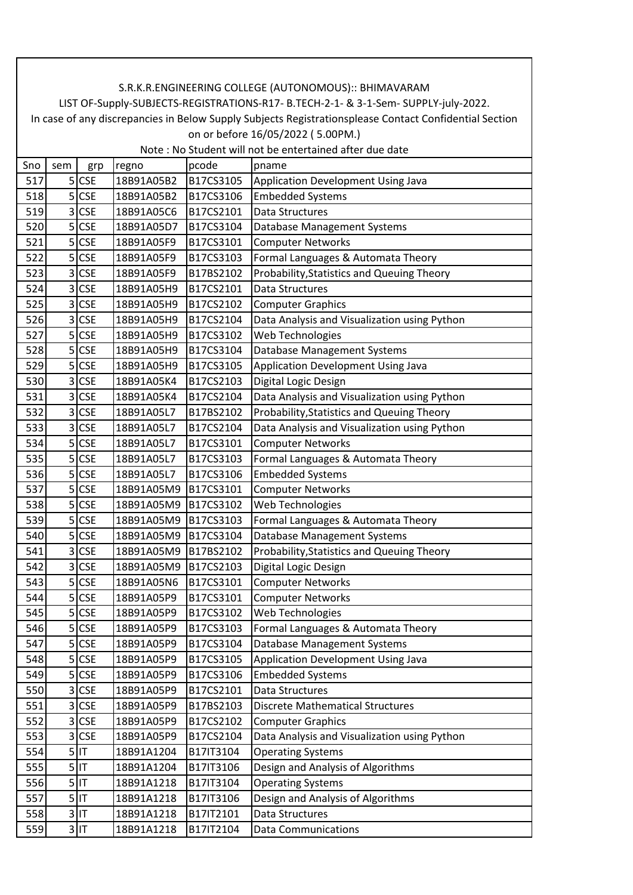S.R.K.R.ENGINEERING COLLEGE (AUTONOMOUS):: BHIMAVARAM

LIST OF-Supply-SUBJECTS-REGISTRATIONS-R17- B.TECH-2-1- & 3-1-Sem- SUPPLY-july-2022.

In case of any discrepancies in Below Supply Subjects Registrationsplease Contact Confidential Section on or before 16/05/2022 ( 5.00PM.)

Note : No Student will not be entertained after due date

| Sno | sem | grp | regno | pcode | pname |
|---|---|---|---|---|---|
| 517 | 5 | CSE | 18B91A05B2 | B17CS3105 | Application Development Using Java |
| 518 | 5 | CSE | 18B91A05B2 | B17CS3106 | Embedded Systems |
| 519 | 3 | CSE | 18B91A05C6 | B17CS2101 | Data Structures |
| 520 | 5 | CSE | 18B91A05D7 | B17CS3104 | Database Management Systems |
| 521 | 5 | CSE | 18B91A05F9 | B17CS3101 | Computer Networks |
| 522 | 5 | CSE | 18B91A05F9 | B17CS3103 | Formal Languages & Automata Theory |
| 523 | 3 | CSE | 18B91A05F9 | B17BS2102 | Probability,Statistics and Queuing Theory |
| 524 | 3 | CSE | 18B91A05H9 | B17CS2101 | Data Structures |
| 525 | 3 | CSE | 18B91A05H9 | B17CS2102 | Computer Graphics |
| 526 | 3 | CSE | 18B91A05H9 | B17CS2104 | Data Analysis and Visualization using Python |
| 527 | 5 | CSE | 18B91A05H9 | B17CS3102 | Web Technologies |
| 528 | 5 | CSE | 18B91A05H9 | B17CS3104 | Database Management Systems |
| 529 | 5 | CSE | 18B91A05H9 | B17CS3105 | Application Development Using Java |
| 530 | 3 | CSE | 18B91A05K4 | B17CS2103 | Digital Logic Design |
| 531 | 3 | CSE | 18B91A05K4 | B17CS2104 | Data Analysis and Visualization using Python |
| 532 | 3 | CSE | 18B91A05L7 | B17BS2102 | Probability,Statistics and Queuing Theory |
| 533 | 3 | CSE | 18B91A05L7 | B17CS2104 | Data Analysis and Visualization using Python |
| 534 | 5 | CSE | 18B91A05L7 | B17CS3101 | Computer Networks |
| 535 | 5 | CSE | 18B91A05L7 | B17CS3103 | Formal Languages & Automata Theory |
| 536 | 5 | CSE | 18B91A05L7 | B17CS3106 | Embedded Systems |
| 537 | 5 | CSE | 18B91A05M9 | B17CS3101 | Computer Networks |
| 538 | 5 | CSE | 18B91A05M9 | B17CS3102 | Web Technologies |
| 539 | 5 | CSE | 18B91A05M9 | B17CS3103 | Formal Languages & Automata Theory |
| 540 | 5 | CSE | 18B91A05M9 | B17CS3104 | Database Management Systems |
| 541 | 3 | CSE | 18B91A05M9 | B17BS2102 | Probability,Statistics and Queuing Theory |
| 542 | 3 | CSE | 18B91A05M9 | B17CS2103 | Digital Logic Design |
| 543 | 5 | CSE | 18B91A05N6 | B17CS3101 | Computer Networks |
| 544 | 5 | CSE | 18B91A05P9 | B17CS3101 | Computer Networks |
| 545 | 5 | CSE | 18B91A05P9 | B17CS3102 | Web Technologies |
| 546 | 5 | CSE | 18B91A05P9 | B17CS3103 | Formal Languages & Automata Theory |
| 547 | 5 | CSE | 18B91A05P9 | B17CS3104 | Database Management Systems |
| 548 | 5 | CSE | 18B91A05P9 | B17CS3105 | Application Development Using Java |
| 549 | 5 | CSE | 18B91A05P9 | B17CS3106 | Embedded Systems |
| 550 | 3 | CSE | 18B91A05P9 | B17CS2101 | Data Structures |
| 551 | 3 | CSE | 18B91A05P9 | B17BS2103 | Discrete Mathematical Structures |
| 552 | 3 | CSE | 18B91A05P9 | B17CS2102 | Computer Graphics |
| 553 | 3 | CSE | 18B91A05P9 | B17CS2104 | Data Analysis and Visualization using Python |
| 554 | 5 | IT | 18B91A1204 | B17IT3104 | Operating Systems |
| 555 | 5 | IT | 18B91A1204 | B17IT3106 | Design and Analysis of Algorithms |
| 556 | 5 | IT | 18B91A1218 | B17IT3104 | Operating Systems |
| 557 | 5 | IT | 18B91A1218 | B17IT3106 | Design and Analysis of Algorithms |
| 558 | 3 | IT | 18B91A1218 | B17IT2101 | Data Structures |
| 559 | 3 | IT | 18B91A1218 | B17IT2104 | Data Communications |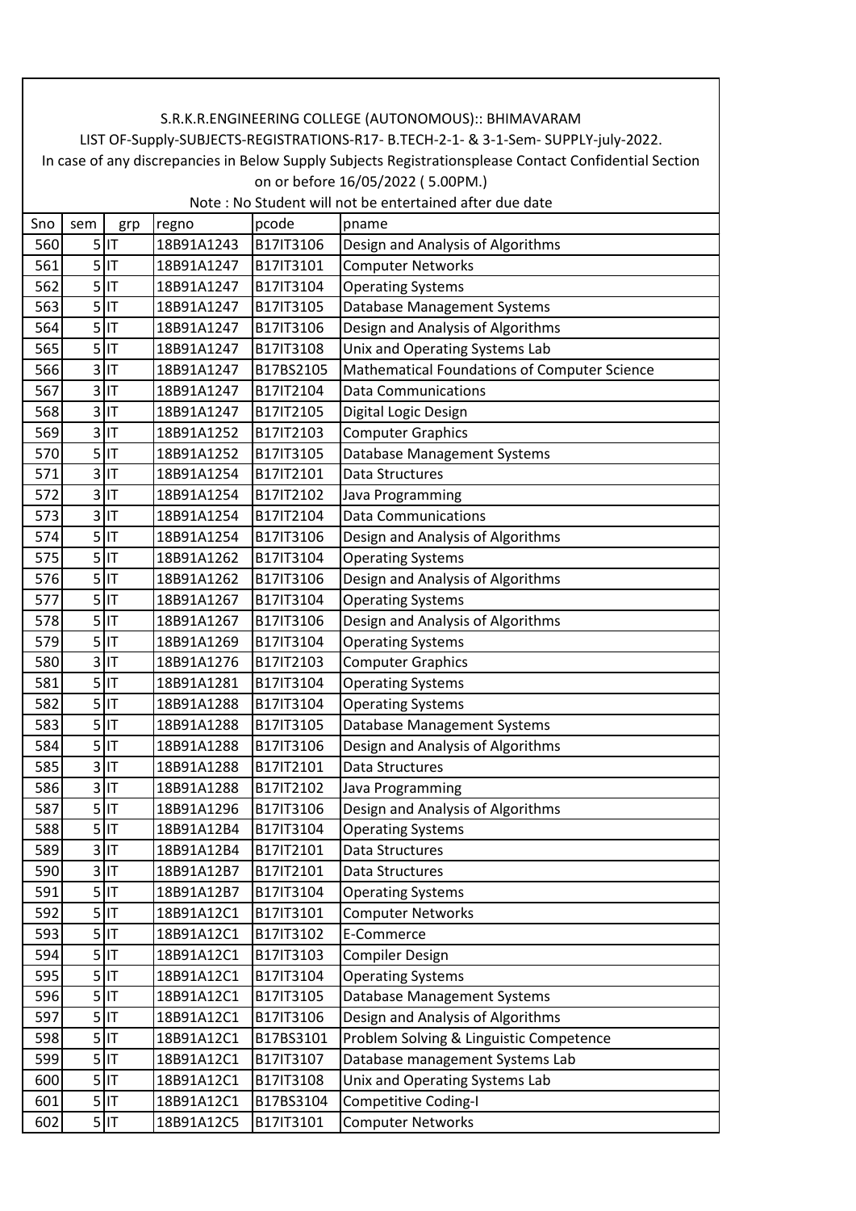S.R.K.R.ENGINEERING COLLEGE (AUTONOMOUS):: BHIMAVARAM

LIST OF-Supply-SUBJECTS-REGISTRATIONS-R17- B.TECH-2-1- & 3-1-Sem- SUPPLY-july-2022.

In case of any discrepancies in Below Supply Subjects Registrationsplease Contact Confidential Section on or before 16/05/2022 ( 5.00PM.)

Note : No Student will not be entertained after due date

| Sno | sem | grp | regno | pcode | pname |
|---|---|---|---|---|---|
| 560 | 5 | IT | 18B91A1243 | B17IT3106 | Design and Analysis of Algorithms |
| 561 | 5 | IT | 18B91A1247 | B17IT3101 | Computer Networks |
| 562 | 5 | IT | 18B91A1247 | B17IT3104 | Operating Systems |
| 563 | 5 | IT | 18B91A1247 | B17IT3105 | Database Management Systems |
| 564 | 5 | IT | 18B91A1247 | B17IT3106 | Design and Analysis of Algorithms |
| 565 | 5 | IT | 18B91A1247 | B17IT3108 | Unix and Operating Systems Lab |
| 566 | 3 | IT | 18B91A1247 | B17BS2105 | Mathematical Foundations of Computer Science |
| 567 | 3 | IT | 18B91A1247 | B17IT2104 | Data Communications |
| 568 | 3 | IT | 18B91A1247 | B17IT2105 | Digital Logic Design |
| 569 | 3 | IT | 18B91A1252 | B17IT2103 | Computer Graphics |
| 570 | 5 | IT | 18B91A1252 | B17IT3105 | Database Management Systems |
| 571 | 3 | IT | 18B91A1254 | B17IT2101 | Data Structures |
| 572 | 3 | IT | 18B91A1254 | B17IT2102 | Java Programming |
| 573 | 3 | IT | 18B91A1254 | B17IT2104 | Data Communications |
| 574 | 5 | IT | 18B91A1254 | B17IT3106 | Design and Analysis of Algorithms |
| 575 | 5 | IT | 18B91A1262 | B17IT3104 | Operating Systems |
| 576 | 5 | IT | 18B91A1262 | B17IT3106 | Design and Analysis of Algorithms |
| 577 | 5 | IT | 18B91A1267 | B17IT3104 | Operating Systems |
| 578 | 5 | IT | 18B91A1267 | B17IT3106 | Design and Analysis of Algorithms |
| 579 | 5 | IT | 18B91A1269 | B17IT3104 | Operating Systems |
| 580 | 3 | IT | 18B91A1276 | B17IT2103 | Computer Graphics |
| 581 | 5 | IT | 18B91A1281 | B17IT3104 | Operating Systems |
| 582 | 5 | IT | 18B91A1288 | B17IT3104 | Operating Systems |
| 583 | 5 | IT | 18B91A1288 | B17IT3105 | Database Management Systems |
| 584 | 5 | IT | 18B91A1288 | B17IT3106 | Design and Analysis of Algorithms |
| 585 | 3 | IT | 18B91A1288 | B17IT2101 | Data Structures |
| 586 | 3 | IT | 18B91A1288 | B17IT2102 | Java Programming |
| 587 | 5 | IT | 18B91A1296 | B17IT3106 | Design and Analysis of Algorithms |
| 588 | 5 | IT | 18B91A12B4 | B17IT3104 | Operating Systems |
| 589 | 3 | IT | 18B91A12B4 | B17IT2101 | Data Structures |
| 590 | 3 | IT | 18B91A12B7 | B17IT2101 | Data Structures |
| 591 | 5 | IT | 18B91A12B7 | B17IT3104 | Operating Systems |
| 592 | 5 | IT | 18B91A12C1 | B17IT3101 | Computer Networks |
| 593 | 5 | IT | 18B91A12C1 | B17IT3102 | E-Commerce |
| 594 | 5 | IT | 18B91A12C1 | B17IT3103 | Compiler Design |
| 595 | 5 | IT | 18B91A12C1 | B17IT3104 | Operating Systems |
| 596 | 5 | IT | 18B91A12C1 | B17IT3105 | Database Management Systems |
| 597 | 5 | IT | 18B91A12C1 | B17IT3106 | Design and Analysis of Algorithms |
| 598 | 5 | IT | 18B91A12C1 | B17BS3101 | Problem Solving & Linguistic Competence |
| 599 | 5 | IT | 18B91A12C1 | B17IT3107 | Database management Systems Lab |
| 600 | 5 | IT | 18B91A12C1 | B17IT3108 | Unix and Operating Systems Lab |
| 601 | 5 | IT | 18B91A12C1 | B17BS3104 | Competitive Coding-I |
| 602 | 5 | IT | 18B91A12C5 | B17IT3101 | Computer Networks |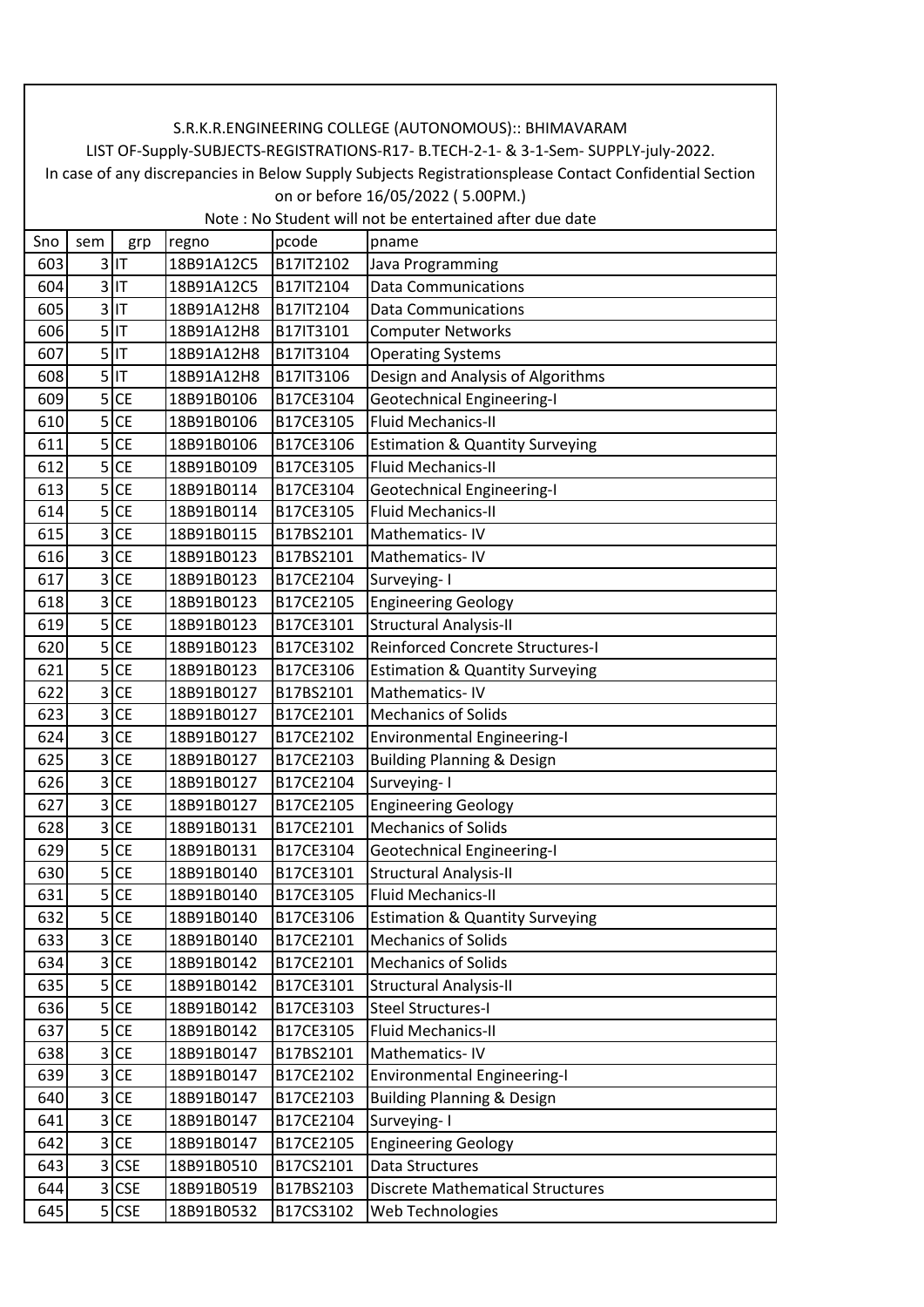S.R.K.R.ENGINEERING COLLEGE (AUTONOMOUS):: BHIMAVARAM

LIST OF-Supply-SUBJECTS-REGISTRATIONS-R17- B.TECH-2-1- & 3-1-Sem- SUPPLY-july-2022.

In case of any discrepancies in Below Supply Subjects Registrationsplease Contact Confidential Section on or before 16/05/2022 ( 5.00PM.)

Note : No Student will not be entertained after due date

| Sno | sem | grp | regno | pcode | pname |
|---|---|---|---|---|---|
| 603 | 3 | IT | 18B91A12C5 | B17IT2102 | Java Programming |
| 604 | 3 | IT | 18B91A12C5 | B17IT2104 | Data Communications |
| 605 | 3 | IT | 18B91A12H8 | B17IT2104 | Data Communications |
| 606 | 5 | IT | 18B91A12H8 | B17IT3101 | Computer Networks |
| 607 | 5 | IT | 18B91A12H8 | B17IT3104 | Operating Systems |
| 608 | 5 | IT | 18B91A12H8 | B17IT3106 | Design and Analysis of Algorithms |
| 609 | 5 | CE | 18B91B0106 | B17CE3104 | Geotechnical Engineering-I |
| 610 | 5 | CE | 18B91B0106 | B17CE3105 | Fluid Mechanics-II |
| 611 | 5 | CE | 18B91B0106 | B17CE3106 | Estimation & Quantity Surveying |
| 612 | 5 | CE | 18B91B0109 | B17CE3105 | Fluid Mechanics-II |
| 613 | 5 | CE | 18B91B0114 | B17CE3104 | Geotechnical Engineering-I |
| 614 | 5 | CE | 18B91B0114 | B17CE3105 | Fluid Mechanics-II |
| 615 | 3 | CE | 18B91B0115 | B17BS2101 | Mathematics- IV |
| 616 | 3 | CE | 18B91B0123 | B17BS2101 | Mathematics- IV |
| 617 | 3 | CE | 18B91B0123 | B17CE2104 | Surveying- I |
| 618 | 3 | CE | 18B91B0123 | B17CE2105 | Engineering Geology |
| 619 | 5 | CE | 18B91B0123 | B17CE3101 | Structural Analysis-II |
| 620 | 5 | CE | 18B91B0123 | B17CE3102 | Reinforced Concrete Structures-I |
| 621 | 5 | CE | 18B91B0123 | B17CE3106 | Estimation & Quantity Surveying |
| 622 | 3 | CE | 18B91B0127 | B17BS2101 | Mathematics- IV |
| 623 | 3 | CE | 18B91B0127 | B17CE2101 | Mechanics of Solids |
| 624 | 3 | CE | 18B91B0127 | B17CE2102 | Environmental Engineering-I |
| 625 | 3 | CE | 18B91B0127 | B17CE2103 | Building Planning & Design |
| 626 | 3 | CE | 18B91B0127 | B17CE2104 | Surveying- I |
| 627 | 3 | CE | 18B91B0127 | B17CE2105 | Engineering Geology |
| 628 | 3 | CE | 18B91B0131 | B17CE2101 | Mechanics of Solids |
| 629 | 5 | CE | 18B91B0131 | B17CE3104 | Geotechnical Engineering-I |
| 630 | 5 | CE | 18B91B0140 | B17CE3101 | Structural Analysis-II |
| 631 | 5 | CE | 18B91B0140 | B17CE3105 | Fluid Mechanics-II |
| 632 | 5 | CE | 18B91B0140 | B17CE3106 | Estimation & Quantity Surveying |
| 633 | 3 | CE | 18B91B0140 | B17CE2101 | Mechanics of Solids |
| 634 | 3 | CE | 18B91B0142 | B17CE2101 | Mechanics of Solids |
| 635 | 5 | CE | 18B91B0142 | B17CE3101 | Structural Analysis-II |
| 636 | 5 | CE | 18B91B0142 | B17CE3103 | Steel Structures-I |
| 637 | 5 | CE | 18B91B0142 | B17CE3105 | Fluid Mechanics-II |
| 638 | 3 | CE | 18B91B0147 | B17BS2101 | Mathematics- IV |
| 639 | 3 | CE | 18B91B0147 | B17CE2102 | Environmental Engineering-I |
| 640 | 3 | CE | 18B91B0147 | B17CE2103 | Building Planning & Design |
| 641 | 3 | CE | 18B91B0147 | B17CE2104 | Surveying- I |
| 642 | 3 | CE | 18B91B0147 | B17CE2105 | Engineering Geology |
| 643 | 3 | CSE | 18B91B0510 | B17CS2101 | Data Structures |
| 644 | 3 | CSE | 18B91B0519 | B17BS2103 | Discrete Mathematical Structures |
| 645 | 5 | CSE | 18B91B0532 | B17CS3102 | Web Technologies |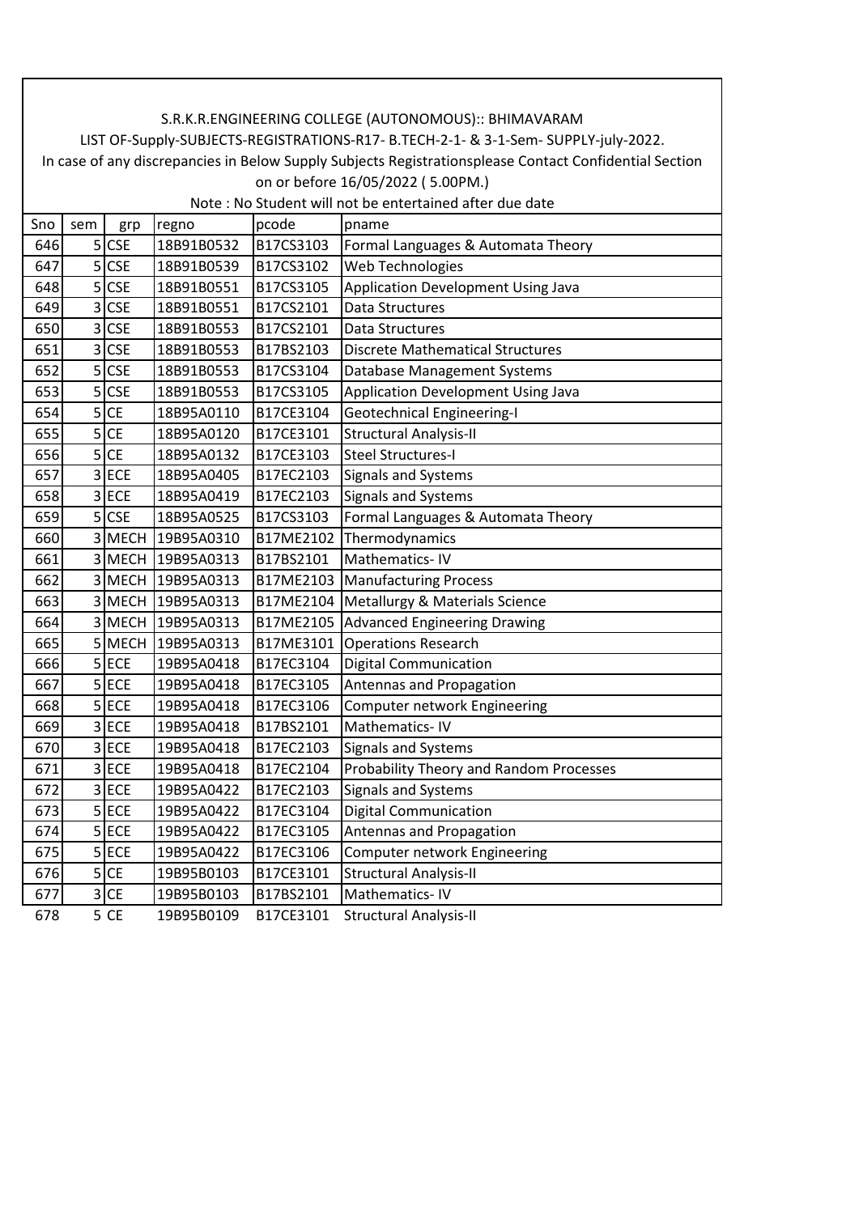S.R.K.R.ENGINEERING COLLEGE (AUTONOMOUS):: BHIMAVARAM

LIST OF-Supply-SUBJECTS-REGISTRATIONS-R17- B.TECH-2-1- & 3-1-Sem- SUPPLY-july-2022.

In case of any discrepancies in Below Supply Subjects Registrationsplease Contact Confidential Section on or before 16/05/2022 ( 5.00PM.)

Note : No Student will not be entertained after due date

| Sno | sem | grp | regno | pcode | pname |
|---|---|---|---|---|---|
| 646 | 5 | CSE | 18B91B0532 | B17CS3103 | Formal Languages & Automata Theory |
| 647 | 5 | CSE | 18B91B0539 | B17CS3102 | Web Technologies |
| 648 | 5 | CSE | 18B91B0551 | B17CS3105 | Application Development Using Java |
| 649 | 3 | CSE | 18B91B0551 | B17CS2101 | Data Structures |
| 650 | 3 | CSE | 18B91B0553 | B17CS2101 | Data Structures |
| 651 | 3 | CSE | 18B91B0553 | B17BS2103 | Discrete Mathematical Structures |
| 652 | 5 | CSE | 18B91B0553 | B17CS3104 | Database Management Systems |
| 653 | 5 | CSE | 18B91B0553 | B17CS3105 | Application Development Using Java |
| 654 | 5 | CE | 18B95A0110 | B17CE3104 | Geotechnical Engineering-I |
| 655 | 5 | CE | 18B95A0120 | B17CE3101 | Structural Analysis-II |
| 656 | 5 | CE | 18B95A0132 | B17CE3103 | Steel Structures-I |
| 657 | 3 | ECE | 18B95A0405 | B17EC2103 | Signals and Systems |
| 658 | 3 | ECE | 18B95A0419 | B17EC2103 | Signals and Systems |
| 659 | 5 | CSE | 18B95A0525 | B17CS3103 | Formal Languages & Automata Theory |
| 660 | 3 | MECH | 19B95A0310 | B17ME2102 | Thermodynamics |
| 661 | 3 | MECH | 19B95A0313 | B17BS2101 | Mathematics- IV |
| 662 | 3 | MECH | 19B95A0313 | B17ME2103 | Manufacturing Process |
| 663 | 3 | MECH | 19B95A0313 | B17ME2104 | Metallurgy & Materials Science |
| 664 | 3 | MECH | 19B95A0313 | B17ME2105 | Advanced Engineering Drawing |
| 665 | 5 | MECH | 19B95A0313 | B17ME3101 | Operations Research |
| 666 | 5 | ECE | 19B95A0418 | B17EC3104 | Digital Communication |
| 667 | 5 | ECE | 19B95A0418 | B17EC3105 | Antennas and Propagation |
| 668 | 5 | ECE | 19B95A0418 | B17EC3106 | Computer network Engineering |
| 669 | 3 | ECE | 19B95A0418 | B17BS2101 | Mathematics- IV |
| 670 | 3 | ECE | 19B95A0418 | B17EC2103 | Signals and Systems |
| 671 | 3 | ECE | 19B95A0418 | B17EC2104 | Probability Theory and Random Processes |
| 672 | 3 | ECE | 19B95A0422 | B17EC2103 | Signals and Systems |
| 673 | 5 | ECE | 19B95A0422 | B17EC3104 | Digital Communication |
| 674 | 5 | ECE | 19B95A0422 | B17EC3105 | Antennas and Propagation |
| 675 | 5 | ECE | 19B95A0422 | B17EC3106 | Computer network Engineering |
| 676 | 5 | CE | 19B95B0103 | B17CE3101 | Structural Analysis-II |
| 677 | 3 | CE | 19B95B0103 | B17BS2101 | Mathematics- IV |
| 678 | 5 | CE | 19B95B0109 | B17CE3101 | Structural Analysis-II |